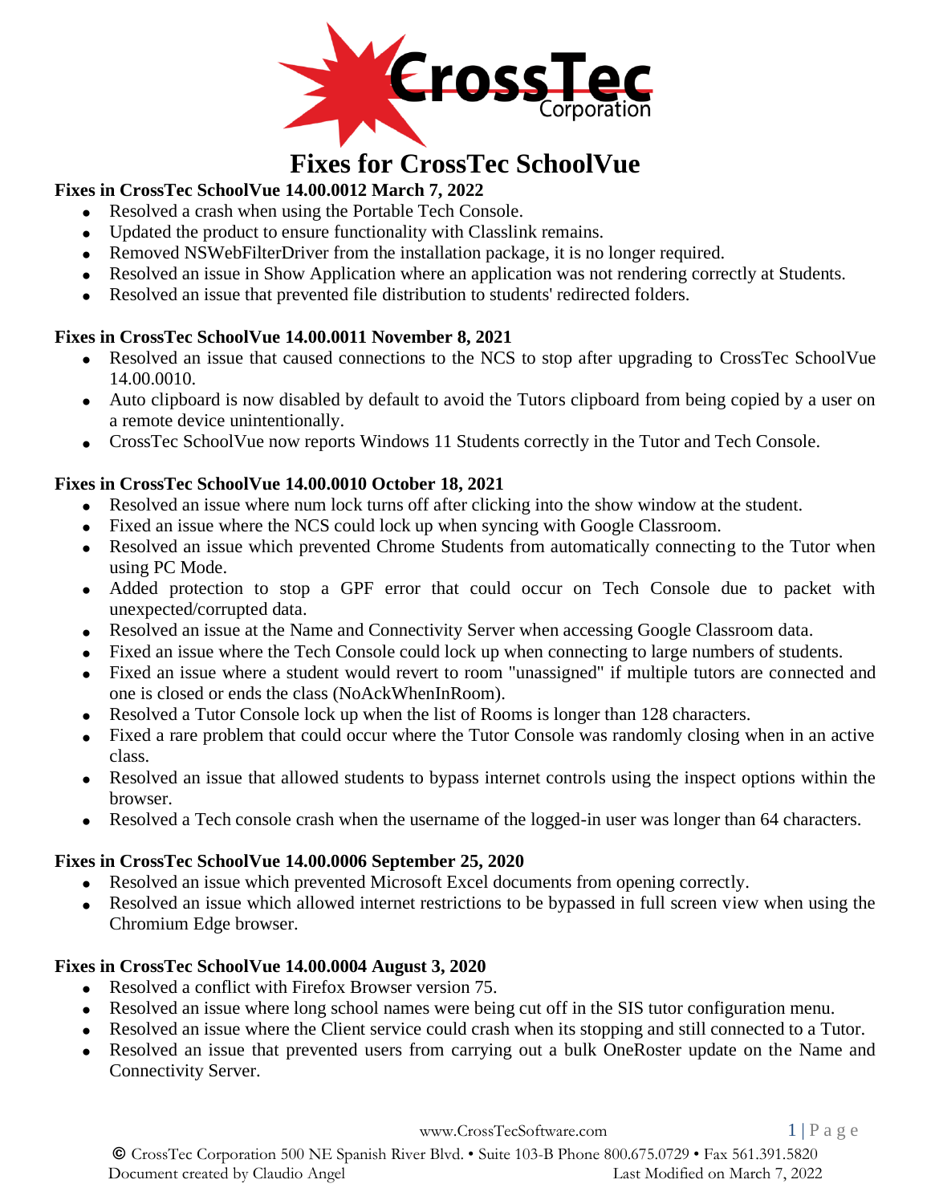# Fixes for CrossTec SchoolVue

**Fixes in CrossTec SchoolVue 14.00.0012 March 7, 2022**

- Resolved a crash when using the Portable Tech Console.
- Updated the product to ensure functionality with Classlink remains.
- Removed NSWebFilterDriver from the installation package, it is no longer required.
- Resolved an issue in Show Application where an application was not rendering correctly at Students.
- Resolved an issue that prevented file distribution to students' redirected folders.

**Fixes in CrossTec SchoolVue 14.00.0011 November 8, 2021**

- Resolved an issue that caused connections to the NCS to stop after upgrading to CrossTec SchoolVue 14.00.0010.
- Auto clipboard is now disabled by default to avoid the Tutors clipboard from being copied by a user on a remote device unintentionally.
- CrossTec SchoolVue now reports Windows 11 Students correctly in the Tutor and Tech Console.

**Fixes in CrossTec SchoolVue 14.00.0010 October 18, 2021**

- Resolved an issue where num lock turns off after clicking into the show window at the student.
- Fixed an issue where the NCS could lock up when syncing with Google Classroom.
- Resolved an issue which prevented Chrome Students from automatically connecting to the Tutor when using PC Mode.
- Added protection to stop a GPF error that could occur on Tech Console due to packet with unexpected/corrupted data.
- Resolved an issue at the Name and Connectivity Server when accessing Google Classroom data.
- Fixed an issue where the Tech Console could lock up when connecting to large numbers of students.
- Fixed an issue where a student would revert to room "unassigned" if multiple tutors are connected and one is closed or ends the class (NoAckWhenInRoom).
- Resolved a Tutor Console lock up when the list of Rooms is longer than 128 characters.
- Fixed a rare problem that could occur where the Tutor Console was randomly closing when in an active class.
- Resolved an issue that allowed students to bypass internet controls using the inspect options within the browser.
- Resolved a Tech console crash when the username of the logged-in user was longer than 64 characters.

**Fixes in CrossTec SchoolVue 14.00.0006 September 25, 2020**

- Resolved an issue which prevented Microsoft Excel documents from opening correctly.
- Resolved an issue which allowed internet restrictions to be bypassed in full screen view when using the Chromium Edge browser.

**Fixes in CrossTec SchoolVue 14.00.0004 August 3, 2020**

- Resolved a conflict with Firefox Browser version 75.
- Resolved an issue where long school names were being cut off in the SIS tutor configuration menu.
- Resolved an issue where the Client service could crash when its stopping and still connected to a Tutor.
- Resolved an issue that prevented users from carrying out a bulk OneRoster update on the Name and Connectivity Server.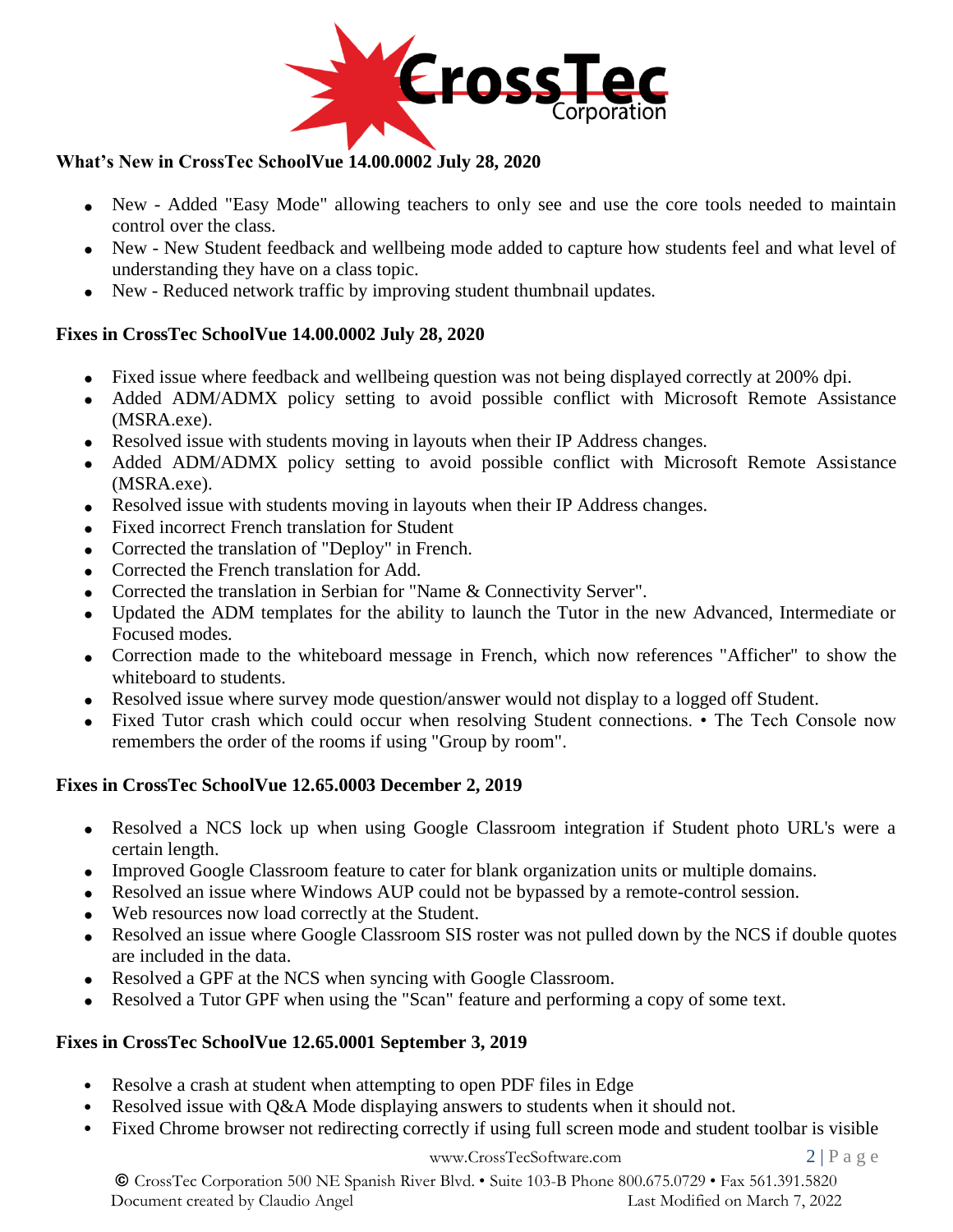### What's New in CrossTec SchoolVue 14.00.0002 July 28, 2020

- New - Added "Easy Mode" allowing teachers to only see and use the core tools needed to maintain control over the class.
- New - New Student feedback and wellbeing mode added to capture how students feel and what level of understanding they have on a class topic.
- New - Reduced network traffic by improving student thumbnail updates.

### Fixes in CrossTec SchoolVue 14.00.0002 July 28, 2020

- Fixed issue where feedback and wellbeing question was not being displayed correctly at 200% dpi.
- Added ADM/ADMX policy setting to avoid possible conflict with Microsoft Remote Assistance (MSRA.exe).
- Resolved issue with students moving in layouts when their IP Address changes.
- Added ADM/ADMX policy setting to avoid possible conflict with Microsoft Remote Assistance (MSRA.exe).
- Resolved issue with students moving in layouts when their IP Address changes.
- Fixed incorrect French translation for Student
- Corrected the translation of "Deploy" in French.
- Corrected the French translation for Add.
- Corrected the translation in Serbian for "Name & Connectivity Server".
- Updated the ADM templates for the ability to launch the Tutor in the new Advanced, Intermediate or Focused modes.
- Correction made to the whiteboard message in French, which now references "Afficher" to show the whiteboard to students.
- Resolved issue where survey mode question/answer would not display to a logged off Student.
- Fixed Tutor crash which could occur when resolving Student connections. • The Tech Console now remembers the order of the rooms if using "Group by room".

### Fixes in CrossTec SchoolVue 12.65.0003 December 2, 2019

- Resolved a NCS lock up when using Google Classroom integration if Student photo URL's were a certain length.
- Improved Google Classroom feature to cater for blank organization units or multiple domains.
- Resolved an issue where Windows AUP could not be bypassed by a remote-control session.
- Web resources now load correctly at the Student.
- Resolved an issue where Google Classroom SIS roster was not pulled down by the NCS if double quotes are included in the data.
- Resolved a GPF at the NCS when syncing with Google Classroom.
- Resolved a Tutor GPF when using the "Scan" feature and performing a copy of some text.

### Fixes in CrossTec SchoolVue 12.65.0001 September 3, 2019

- Resolve a crash at student when attempting to open PDF files in Edge
- Resolved issue with Q&A Mode displaying answers to students when it should not.
- Fixed Chrome browser not redirecting correctly if using full screen mode and student toolbar is visible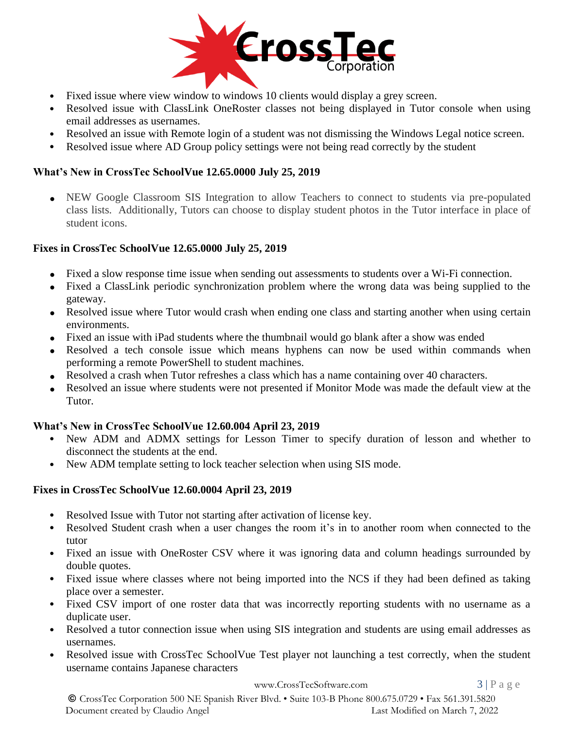- Fixed issue where view window to windows 10 clients would display a grey screen.
- Resolved issue with ClassLink OneRoster classes not being displayed in Tutor console when using email addresses as usernames.
- Resolved an issue with Remote login of a student was not dismissing the Windows Legal notice screen.
- Resolved issue where AD Group policy settings were not being read correctly by the student

### What's New in CrossTec SchoolVue 12.65.0000 July 25, 2019

- NEW Google Classroom SIS Integration to allow Teachers to connect to students via pre-populated class lists. Additionally, Tutors can choose to display student photos in the Tutor interface in place of student icons.

### Fixes in CrossTec SchoolVue 12.65.0000 July 25, 2019

- Fixed a slow response time issue when sending out assessments to students over a Wi-Fi connection.
- Fixed a ClassLink periodic synchronization problem where the wrong data was being supplied to the gateway.
- Resolved issue where Tutor would crash when ending one class and starting another when using certain environments.
- Fixed an issue with iPad students where the thumbnail would go blank after a show was ended
- Resolved a tech console issue which means hyphens can now be used within commands when performing a remote PowerShell to student machines.
- Resolved a crash when Tutor refreshes a class which has a name containing over 40 characters.
- Resolved an issue where students were not presented if Monitor Mode was made the default view at the Tutor.

### What's New in CrossTec SchoolVue 12.60.004 April 23, 2019

- New ADM and ADMX settings for Lesson Timer to specify duration of lesson and whether to disconnect the students at the end.
- New ADM template setting to lock teacher selection when using SIS mode.

### Fixes in CrossTec SchoolVue 12.60.0004 April 23, 2019

- Resolved Issue with Tutor not starting after activation of license key.
- Resolved Student crash when a user changes the room it's in to another room when connected to the tutor
- Fixed an issue with OneRoster CSV where it was ignoring data and column headings surrounded by double quotes.
- Fixed issue where classes where not being imported into the NCS if they had been defined as taking place over a semester.
- Fixed CSV import of one roster data that was incorrectly reporting students with no username as a duplicate user.
- Resolved a tutor connection issue when using SIS integration and students are using email addresses as usernames.
- Resolved issue with CrossTec SchoolVue Test player not launching a test correctly, when the student username contains Japanese characters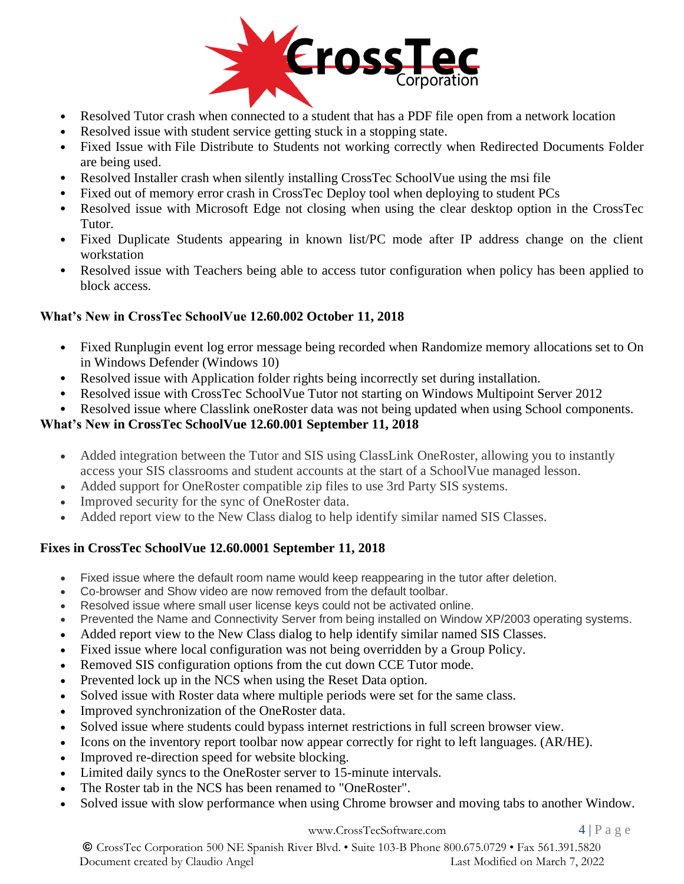- Resolved Tutor crash when connected to a student that has a PDF file open from a network location
- Resolved issue with student service getting stuck in a stopping state.
- Fixed Issue with File Distribute to Students not working correctly when Redirected Documents Folder are being used.
- Resolved Installer crash when silently installing CrossTec SchoolVue using the msi file
- Fixed out of memory error crash in CrossTec Deploy tool when deploying to student PCs
- Resolved issue with Microsoft Edge not closing when using the clear desktop option in the CrossTec Tutor.
- Fixed Duplicate Students appearing in known list/PC mode after IP address change on the client workstation
- Resolved issue with Teachers being able to access tutor configuration when policy has been applied to block access.

**What's New in CrossTec SchoolVue 12.60.002 October 11, 2018**

- Fixed Runplugin event log error message being recorded when Randomize memory allocations set to On in Windows Defender (Windows 10)
- Resolved issue with Application folder rights being incorrectly set during installation.
- Resolved issue with CrossTec SchoolVue Tutor not starting on Windows Multipoint Server 2012
- Resolved issue where Classlink oneRoster data was not being updated when using School components.

**What's New in CrossTec SchoolVue 12.60.001 September 11, 2018**

- Added integration between the Tutor and SIS using ClassLink OneRoster, allowing you to instantly access your SIS classrooms and student accounts at the start of a SchoolVue managed lesson.
- Added support for OneRoster compatible zip files to use 3rd Party SIS systems.
- Improved security for the sync of OneRoster data.
- Added report view to the New Class dialog to help identify similar named SIS Classes.

**Fixes in CrossTec SchoolVue 12.60.0001 September 11, 2018**

- Fixed issue where the default room name would keep reappearing in the tutor after deletion.
- Co-browser and Show video are now removed from the default toolbar.
- Resolved issue where small user license keys could not be activated online.
- Prevented the Name and Connectivity Server from being installed on Window XP/2003 operating systems.
- Added report view to the New Class dialog to help identify similar named SIS Classes.
- Fixed issue where local configuration was not being overridden by a Group Policy.
- Removed SIS configuration options from the cut down CCE Tutor mode.
- Prevented lock up in the NCS when using the Reset Data option.
- Solved issue with Roster data where multiple periods were set for the same class.
- Improved synchronization of the OneRoster data.
- Solved issue where students could bypass internet restrictions in full screen browser view.
- Icons on the inventory report toolbar now appear correctly for right to left languages. (AR/HE).
- Improved re-direction speed for website blocking.
- Limited daily syncs to the OneRoster server to 15-minute intervals.
- The Roster tab in the NCS has been renamed to "OneRoster".
- Solved issue with slow performance when using Chrome browser and moving tabs to another Window.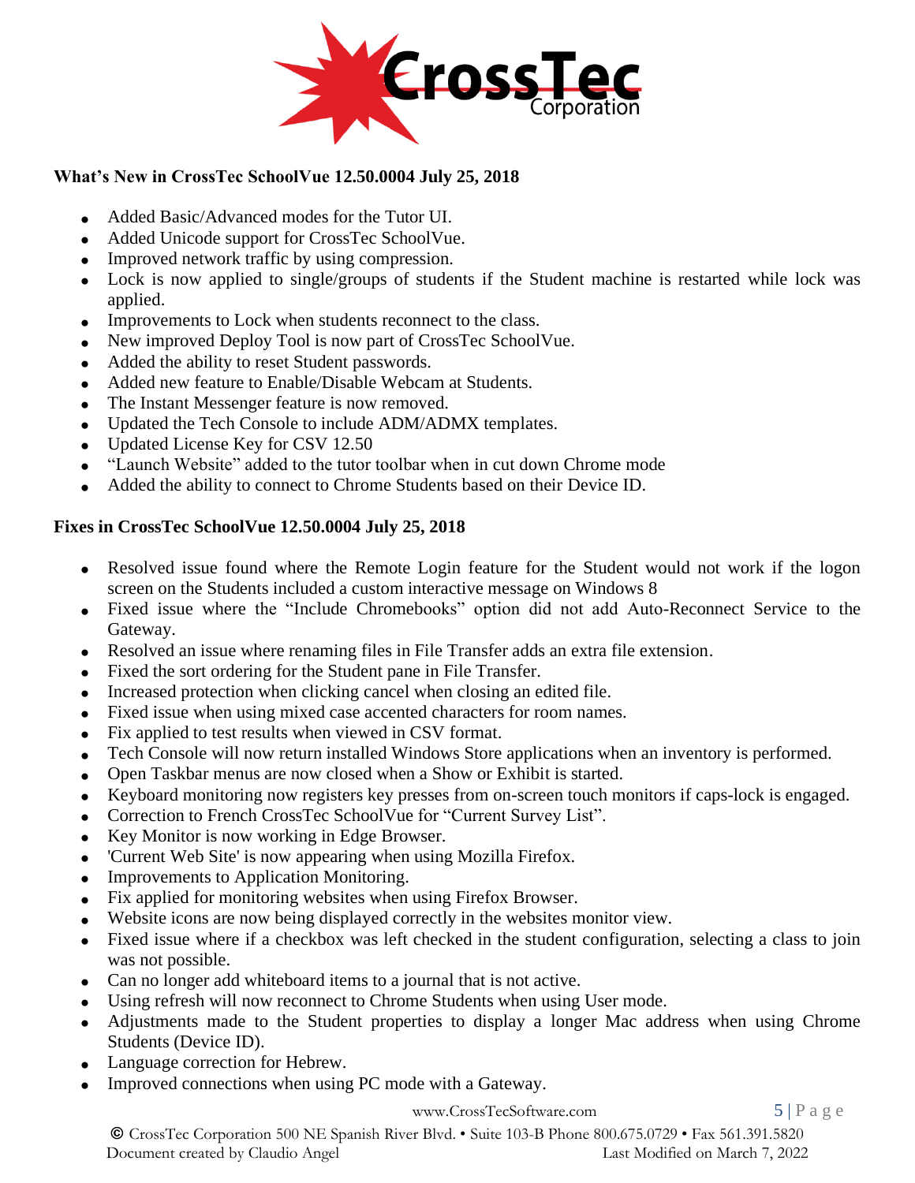## What's New in CrossTec SchoolVue 12.50.0004 July 25, 2018

- Added Basic/Advanced modes for the Tutor UI.
- Added Unicode support for CrossTec SchoolVue.
- Improved network traffic by using compression.
- Lock is now applied to single/groups of students if the Student machine is restarted while lock was applied.
- Improvements to Lock when students reconnect to the class.
- New improved Deploy Tool is now part of CrossTec SchoolVue.
- Added the ability to reset Student passwords.
- Added new feature to Enable/Disable Webcam at Students.
- The Instant Messenger feature is now removed.
- Updated the Tech Console to include ADM/ADMX templates.
- Updated License Key for CSV 12.50
- "Launch Website" added to the tutor toolbar when in cut down Chrome mode
- Added the ability to connect to Chrome Students based on their Device ID.

## Fixes in CrossTec SchoolVue 12.50.0004 July 25, 2018

- Resolved issue found where the Remote Login feature for the Student would not work if the logon screen on the Students included a custom interactive message on Windows 8
- Fixed issue where the "Include Chromebooks" option did not add Auto-Reconnect Service to the Gateway.
- Resolved an issue where renaming files in File Transfer adds an extra file extension.
- Fixed the sort ordering for the Student pane in File Transfer.
- Increased protection when clicking cancel when closing an edited file.
- Fixed issue when using mixed case accented characters for room names.
- Fix applied to test results when viewed in CSV format.
- Tech Console will now return installed Windows Store applications when an inventory is performed.
- Open Taskbar menus are now closed when a Show or Exhibit is started.
- Keyboard monitoring now registers key presses from on-screen touch monitors if caps-lock is engaged.
- Correction to French CrossTec SchoolVue for "Current Survey List".
- Key Monitor is now working in Edge Browser.
- 'Current Web Site' is now appearing when using Mozilla Firefox.
- Improvements to Application Monitoring.
- Fix applied for monitoring websites when using Firefox Browser.
- Website icons are now being displayed correctly in the websites monitor view.
- Fixed issue where if a checkbox was left checked in the student configuration, selecting a class to join was not possible.
- Can no longer add whiteboard items to a journal that is not active.
- Using refresh will now reconnect to Chrome Students when using User mode.
- Adjustments made to the Student properties to display a longer Mac address when using Chrome Students (Device ID).
- Language correction for Hebrew.
- Improved connections when using PC mode with a Gateway.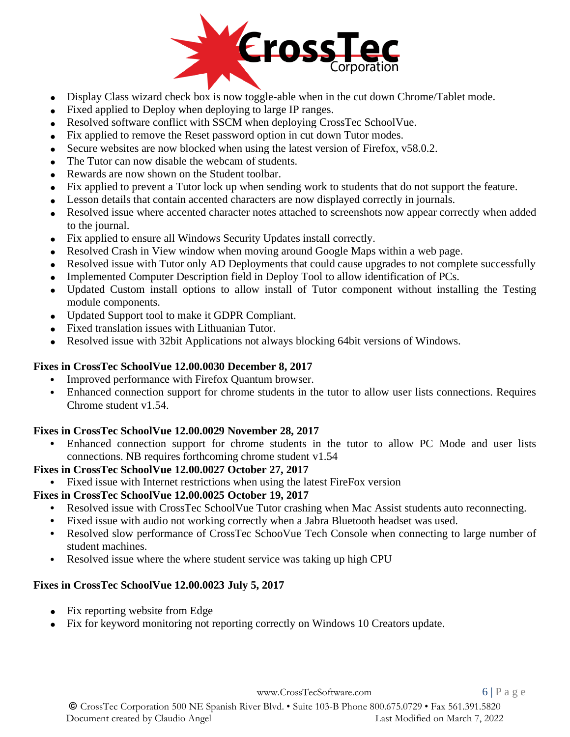- Display Class wizard check box is now toggle-able when in the cut down Chrome/Tablet mode.
- Fixed applied to Deploy when deploying to large IP ranges.
- Resolved software conflict with SSCM when deploying CrossTec SchoolVue.
- Fix applied to remove the Reset password option in cut down Tutor modes.
- Secure websites are now blocked when using the latest version of Firefox, v58.0.2.
- The Tutor can now disable the webcam of students.
- Rewards are now shown on the Student toolbar.
- Fix applied to prevent a Tutor lock up when sending work to students that do not support the feature.
- Lesson details that contain accented characters are now displayed correctly in journals.
- Resolved issue where accented character notes attached to screenshots now appear correctly when added to the journal.
- Fix applied to ensure all Windows Security Updates install correctly.
- Resolved Crash in View window when moving around Google Maps within a web page.
- Resolved issue with Tutor only AD Deployments that could cause upgrades to not complete successfully
- Implemented Computer Description field in Deploy Tool to allow identification of PCs.
- Updated Custom install options to allow install of Tutor component without installing the Testing module components.
- Updated Support tool to make it GDPR Compliant.
- Fixed translation issues with Lithuanian Tutor.
- Resolved issue with 32bit Applications not always blocking 64bit versions of Windows.

**Fixes in CrossTec SchoolVue 12.00.0030 December 8, 2017**

- Improved performance with Firefox Quantum browser.
- Enhanced connection support for chrome students in the tutor to allow user lists connections. Requires Chrome student v1.54.

**Fixes in CrossTec SchoolVue 12.00.0029 November 28, 2017**

- Enhanced connection support for chrome students in the tutor to allow PC Mode and user lists connections. NB requires forthcoming chrome student v1.54

**Fixes in CrossTec SchoolVue 12.00.0027 October 27, 2017**

- Fixed issue with Internet restrictions when using the latest FireFox version

**Fixes in CrossTec SchoolVue 12.00.0025 October 19, 2017**

- Resolved issue with CrossTec SchoolVue Tutor crashing when Mac Assist students auto reconnecting.
- Fixed issue with audio not working correctly when a Jabra Bluetooth headset was used.
- Resolved slow performance of CrossTec SchooVue Tech Console when connecting to large number of student machines.
- Resolved issue where the where student service was taking up high CPU

**Fixes in CrossTec SchoolVue 12.00.0023 July 5, 2017**

- Fix reporting website from Edge
- Fix for keyword monitoring not reporting correctly on Windows 10 Creators update.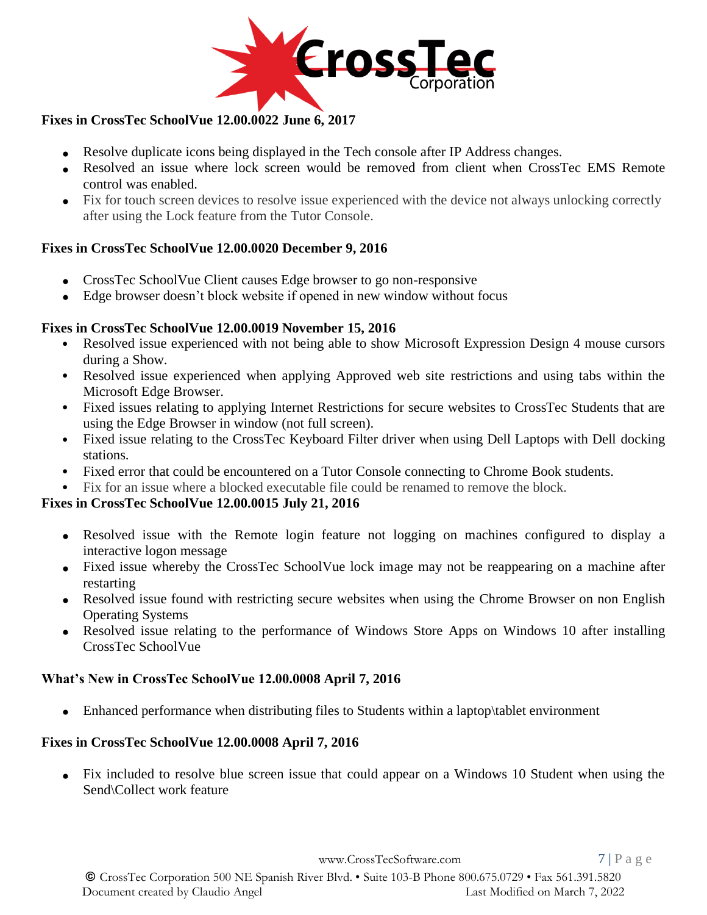### Fixes in CrossTec SchoolVue 12.00.0022 June 6, 2017

- Resolve duplicate icons being displayed in the Tech console after IP Address changes.
- Resolved an issue where lock screen would be removed from client when CrossTec EMS Remote control was enabled.
- Fix for touch screen devices to resolve issue experienced with the device not always unlocking correctly after using the Lock feature from the Tutor Console.

### Fixes in CrossTec SchoolVue 12.00.0020 December 9, 2016

- CrossTec SchoolVue Client causes Edge browser to go non-responsive
- Edge browser doesn't block website if opened in new window without focus

### Fixes in CrossTec SchoolVue 12.00.0019 November 15, 2016

- Resolved issue experienced with not being able to show Microsoft Expression Design 4 mouse cursors during a Show.
- Resolved issue experienced when applying Approved web site restrictions and using tabs within the Microsoft Edge Browser.
- Fixed issues relating to applying Internet Restrictions for secure websites to CrossTec Students that are using the Edge Browser in window (not full screen).
- Fixed issue relating to the CrossTec Keyboard Filter driver when using Dell Laptops with Dell docking stations.
- Fixed error that could be encountered on a Tutor Console connecting to Chrome Book students.
- Fix for an issue where a blocked executable file could be renamed to remove the block.

### Fixes in CrossTec SchoolVue 12.00.0015 July 21, 2016

- Resolved issue with the Remote login feature not logging on machines configured to display a interactive logon message
- Fixed issue whereby the CrossTec SchoolVue lock image may not be reappearing on a machine after restarting
- Resolved issue found with restricting secure websites when using the Chrome Browser on non English Operating Systems
- Resolved issue relating to the performance of Windows Store Apps on Windows 10 after installing CrossTec SchoolVue

### What's New in CrossTec SchoolVue 12.00.0008 April 7, 2016

- Enhanced performance when distributing files to Students within a laptop\tablet environment

### Fixes in CrossTec SchoolVue 12.00.0008 April 7, 2016

- Fix included to resolve blue screen issue that could appear on a Windows 10 Student when using the Send\Collect work feature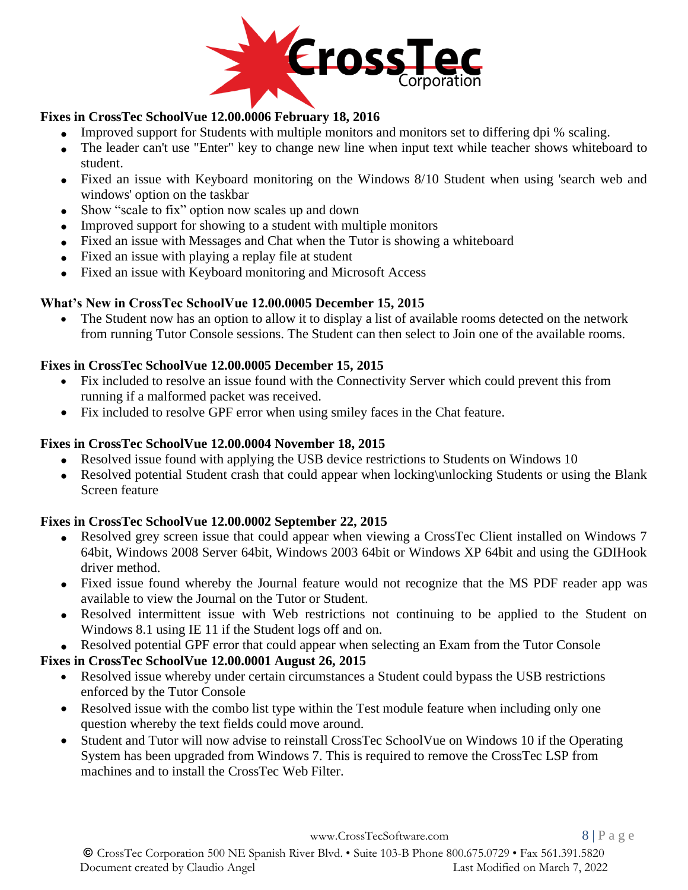### Fixes in CrossTec SchoolVue 12.00.0006 February 18, 2016

- Improved support for Students with multiple monitors and monitors set to differing dpi % scaling.
- The leader can't use "Enter" key to change new line when input text while teacher shows whiteboard to student.
- Fixed an issue with Keyboard monitoring on the Windows 8/10 Student when using 'search web and windows' option on the taskbar
- Show "scale to fix" option now scales up and down
- Improved support for showing to a student with multiple monitors
- Fixed an issue with Messages and Chat when the Tutor is showing a whiteboard
- Fixed an issue with playing a replay file at student
- Fixed an issue with Keyboard monitoring and Microsoft Access

### What's New in CrossTec SchoolVue 12.00.0005 December 15, 2015

- The Student now has an option to allow it to display a list of available rooms detected on the network from running Tutor Console sessions. The Student can then select to Join one of the available rooms.

### Fixes in CrossTec SchoolVue 12.00.0005 December 15, 2015

- Fix included to resolve an issue found with the Connectivity Server which could prevent this from running if a malformed packet was received.
- Fix included to resolve GPF error when using smiley faces in the Chat feature.

### Fixes in CrossTec SchoolVue 12.00.0004 November 18, 2015

- Resolved issue found with applying the USB device restrictions to Students on Windows 10
- Resolved potential Student crash that could appear when locking\unlocking Students or using the Blank Screen feature

### Fixes in CrossTec SchoolVue 12.00.0002 September 22, 2015

- Resolved grey screen issue that could appear when viewing a CrossTec Client installed on Windows 7 64bit, Windows 2008 Server 64bit, Windows 2003 64bit or Windows XP 64bit and using the GDIHook driver method.
- Fixed issue found whereby the Journal feature would not recognize that the MS PDF reader app was available to view the Journal on the Tutor or Student.
- Resolved intermittent issue with Web restrictions not continuing to be applied to the Student on Windows 8.1 using IE 11 if the Student logs off and on.
- Resolved potential GPF error that could appear when selecting an Exam from the Tutor Console

### Fixes in CrossTec SchoolVue 12.00.0001 August 26, 2015

- Resolved issue whereby under certain circumstances a Student could bypass the USB restrictions enforced by the Tutor Console
- Resolved issue with the combo list type within the Test module feature when including only one question whereby the text fields could move around.
- Student and Tutor will now advise to reinstall CrossTec SchoolVue on Windows 10 if the Operating System has been upgraded from Windows 7. This is required to remove the CrossTec LSP from machines and to install the CrossTec Web Filter.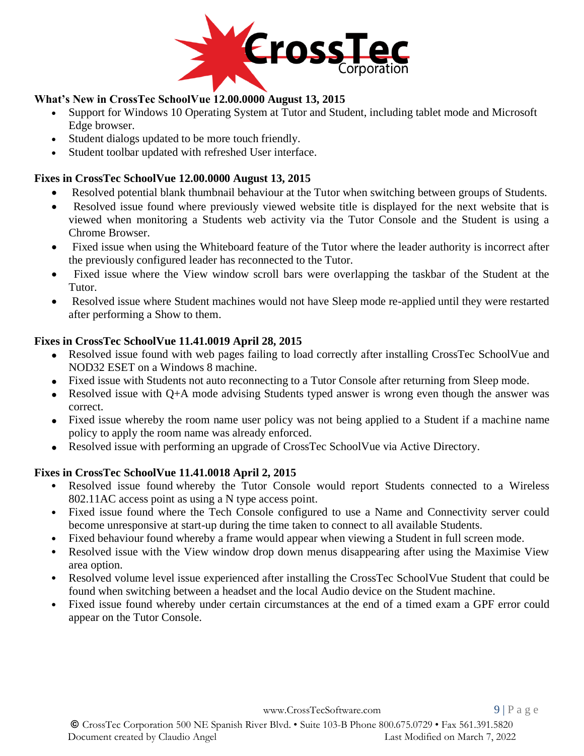### What's New in CrossTec SchoolVue 12.00.0000 August 13, 2015

- Support for Windows 10 Operating System at Tutor and Student, including tablet mode and Microsoft Edge browser.
- Student dialogs updated to be more touch friendly.
- Student toolbar updated with refreshed User interface.

### Fixes in CrossTec SchoolVue 12.00.0000 August 13, 2015

- Resolved potential blank thumbnail behaviour at the Tutor when switching between groups of Students.
- Resolved issue found where previously viewed website title is displayed for the next website that is viewed when monitoring a Students web activity via the Tutor Console and the Student is using a Chrome Browser.
- Fixed issue when using the Whiteboard feature of the Tutor where the leader authority is incorrect after the previously configured leader has reconnected to the Tutor.
- Fixed issue where the View window scroll bars were overlapping the taskbar of the Student at the Tutor.
- Resolved issue where Student machines would not have Sleep mode re-applied until they were restarted after performing a Show to them.

### Fixes in CrossTec SchoolVue 11.41.0019 April 28, 2015

- Resolved issue found with web pages failing to load correctly after installing CrossTec SchoolVue and NOD32 ESET on a Windows 8 machine.
- Fixed issue with Students not auto reconnecting to a Tutor Console after returning from Sleep mode.
- Resolved issue with Q+A mode advising Students typed answer is wrong even though the answer was correct.
- Fixed issue whereby the room name user policy was not being applied to a Student if a machine name policy to apply the room name was already enforced.
- Resolved issue with performing an upgrade of CrossTec SchoolVue via Active Directory.

### Fixes in CrossTec SchoolVue 11.41.0018 April 2, 2015

- Resolved issue found whereby the Tutor Console would report Students connected to a Wireless 802.11AC access point as using a N type access point.
- Fixed issue found where the Tech Console configured to use a Name and Connectivity server could become unresponsive at start-up during the time taken to connect to all available Students.
- Fixed behaviour found whereby a frame would appear when viewing a Student in full screen mode.
- Resolved issue with the View window drop down menus disappearing after using the Maximise View area option.
- Resolved volume level issue experienced after installing the CrossTec SchoolVue Student that could be found when switching between a headset and the local Audio device on the Student machine.
- Fixed issue found whereby under certain circumstances at the end of a timed exam a GPF error could appear on the Tutor Console.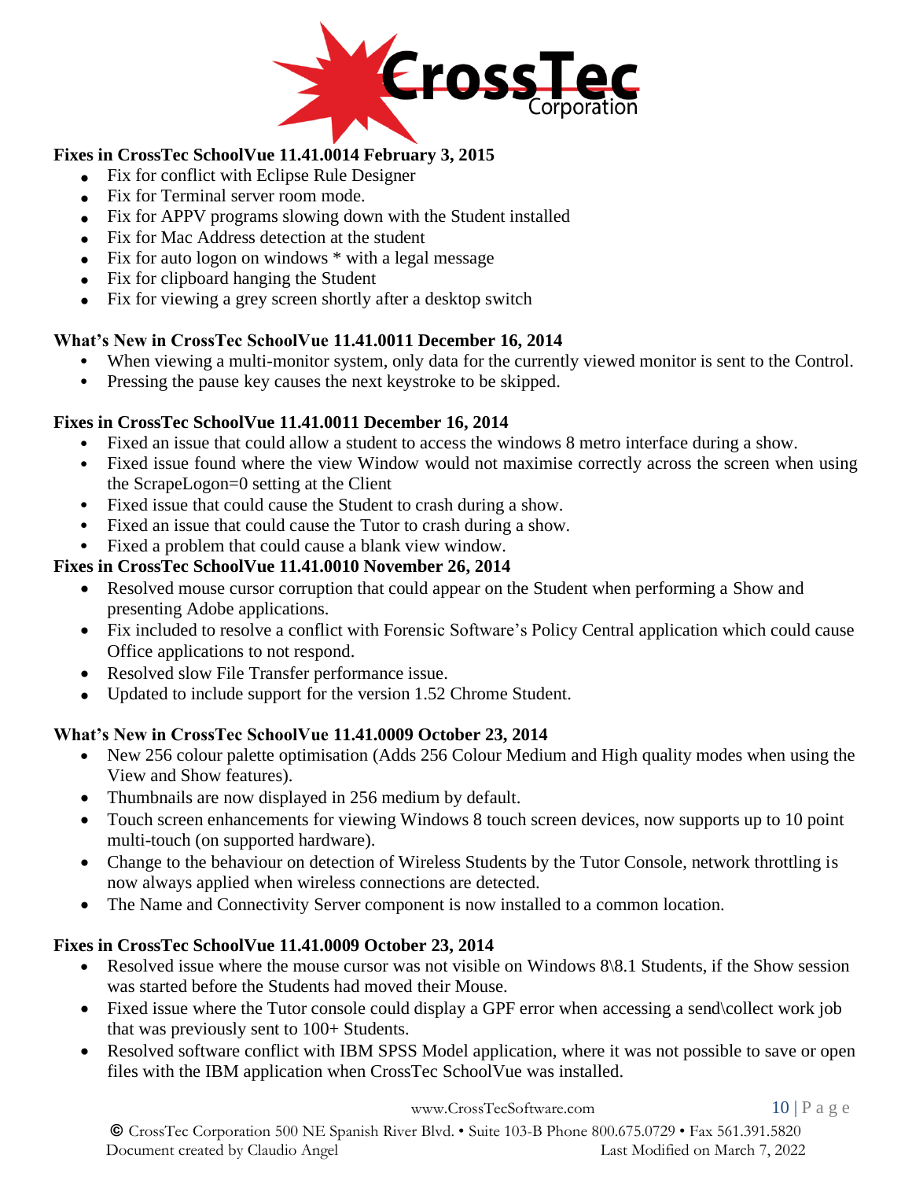### Fixes in CrossTec SchoolVue 11.41.0014 February 3, 2015

- Fix for conflict with Eclipse Rule Designer
- Fix for Terminal server room mode.
- Fix for APPV programs slowing down with the Student installed
- Fix for Mac Address detection at the student
- Fix for auto logon on windows * with a legal message
- Fix for clipboard hanging the Student
- Fix for viewing a grey screen shortly after a desktop switch

### What's New in CrossTec SchoolVue 11.41.0011 December 16, 2014

- When viewing a multi-monitor system, only data for the currently viewed monitor is sent to the Control.
- Pressing the pause key causes the next keystroke to be skipped.

### Fixes in CrossTec SchoolVue 11.41.0011 December 16, 2014

- Fixed an issue that could allow a student to access the windows 8 metro interface during a show.
- Fixed issue found where the view Window would not maximise correctly across the screen when using the ScrapeLogon=0 setting at the Client
- Fixed issue that could cause the Student to crash during a show.
- Fixed an issue that could cause the Tutor to crash during a show.
- Fixed a problem that could cause a blank view window.

### Fixes in CrossTec SchoolVue 11.41.0010 November 26, 2014

- Resolved mouse cursor corruption that could appear on the Student when performing a Show and presenting Adobe applications.
- Fix included to resolve a conflict with Forensic Software's Policy Central application which could cause Office applications to not respond.
- Resolved slow File Transfer performance issue.
- Updated to include support for the version 1.52 Chrome Student.

### What's New in CrossTec SchoolVue 11.41.0009 October 23, 2014

- New 256 colour palette optimisation (Adds 256 Colour Medium and High quality modes when using the View and Show features).
- Thumbnails are now displayed in 256 medium by default.
- Touch screen enhancements for viewing Windows 8 touch screen devices, now supports up to 10 point multi-touch (on supported hardware).
- Change to the behaviour on detection of Wireless Students by the Tutor Console, network throttling is now always applied when wireless connections are detected.
- The Name and Connectivity Server component is now installed to a common location.

### Fixes in CrossTec SchoolVue 11.41.0009 October 23, 2014

- Resolved issue where the mouse cursor was not visible on Windows 8\8.1 Students, if the Show session was started before the Students had moved their Mouse.
- Fixed issue where the Tutor console could display a GPF error when accessing a send\collect work job that was previously sent to 100+ Students.
- Resolved software conflict with IBM SPSS Model application, where it was not possible to save or open files with the IBM application when CrossTec SchoolVue was installed.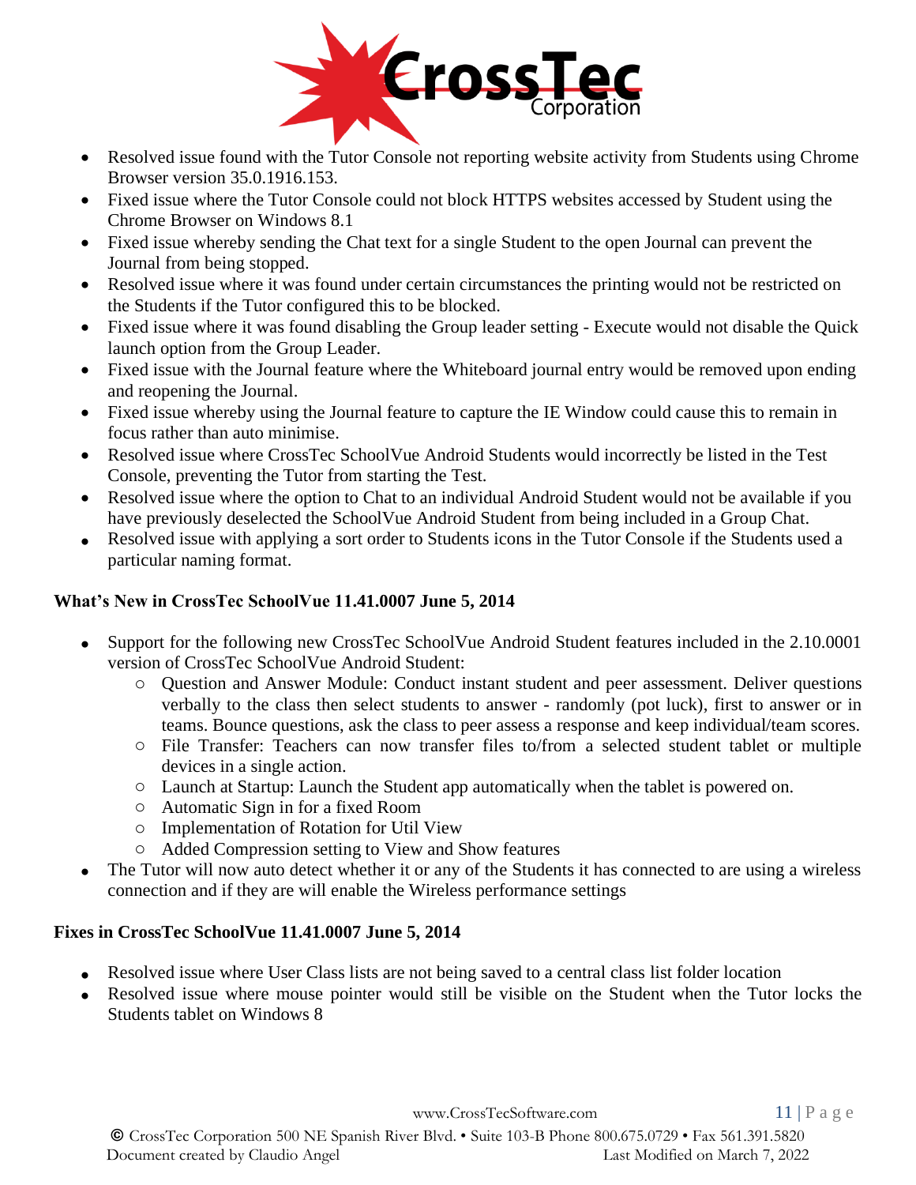- Resolved issue found with the Tutor Console not reporting website activity from Students using Chrome Browser version 35.0.1916.153.
- Fixed issue where the Tutor Console could not block HTTPS websites accessed by Student using the Chrome Browser on Windows 8.1
- Fixed issue whereby sending the Chat text for a single Student to the open Journal can prevent the Journal from being stopped.
- Resolved issue where it was found under certain circumstances the printing would not be restricted on the Students if the Tutor configured this to be blocked.
- Fixed issue where it was found disabling the Group leader setting - Execute would not disable the Quick launch option from the Group Leader.
- Fixed issue with the Journal feature where the Whiteboard journal entry would be removed upon ending and reopening the Journal.
- Fixed issue whereby using the Journal feature to capture the IE Window could cause this to remain in focus rather than auto minimise.
- Resolved issue where CrossTec SchoolVue Android Students would incorrectly be listed in the Test Console, preventing the Tutor from starting the Test.
- Resolved issue where the option to Chat to an individual Android Student would not be available if you have previously deselected the SchoolVue Android Student from being included in a Group Chat.
- Resolved issue with applying a sort order to Students icons in the Tutor Console if the Students used a particular naming format.

**What's New in CrossTec SchoolVue 11.41.0007 June 5, 2014**

- Support for the following new CrossTec SchoolVue Android Student features included in the 2.10.0001 version of CrossTec SchoolVue Android Student:
  - Question and Answer Module: Conduct instant student and peer assessment. Deliver questions verbally to the class then select students to answer - randomly (pot luck), first to answer or in teams. Bounce questions, ask the class to peer assess a response and keep individual/team scores.
  - File Transfer: Teachers can now transfer files to/from a selected student tablet or multiple devices in a single action.
  - Launch at Startup: Launch the Student app automatically when the tablet is powered on.
  - Automatic Sign in for a fixed Room
  - Implementation of Rotation for Util View
  - Added Compression setting to View and Show features
- The Tutor will now auto detect whether it or any of the Students it has connected to are using a wireless connection and if they are will enable the Wireless performance settings

**Fixes in CrossTec SchoolVue 11.41.0007 June 5, 2014**

- Resolved issue where User Class lists are not being saved to a central class list folder location
- Resolved issue where mouse pointer would still be visible on the Student when the Tutor locks the Students tablet on Windows 8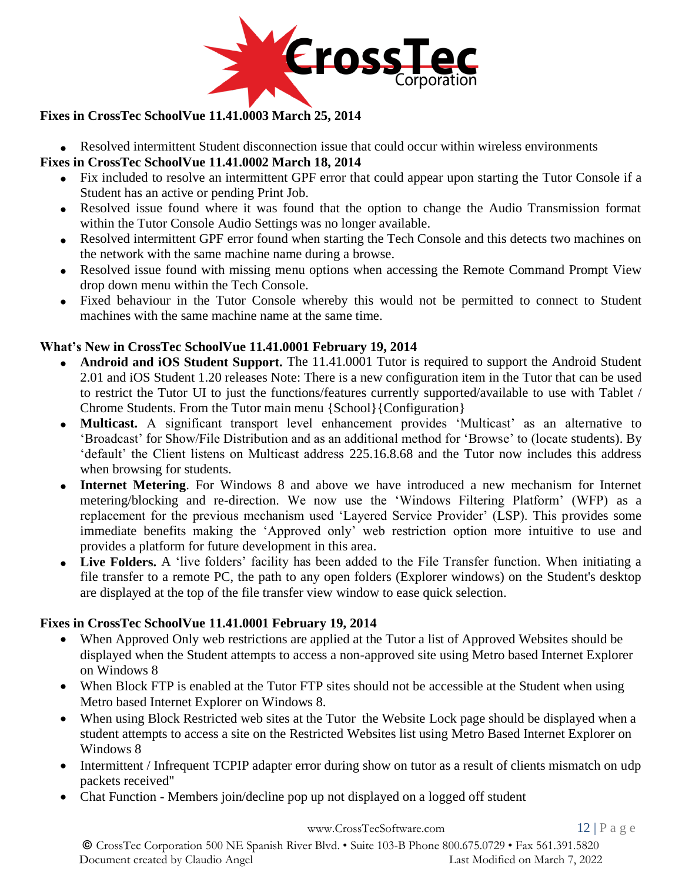**Fixes in CrossTec SchoolVue 11.41.0003 March 25, 2014**

- Resolved intermittent Student disconnection issue that could occur within wireless environments

**Fixes in CrossTec SchoolVue 11.41.0002 March 18, 2014**

- Fix included to resolve an intermittent GPF error that could appear upon starting the Tutor Console if a Student has an active or pending Print Job.
- Resolved issue found where it was found that the option to change the Audio Transmission format within the Tutor Console Audio Settings was no longer available.
- Resolved intermittent GPF error found when starting the Tech Console and this detects two machines on the network with the same machine name during a browse.
- Resolved issue found with missing menu options when accessing the Remote Command Prompt View drop down menu within the Tech Console.
- Fixed behaviour in the Tutor Console whereby this would not be permitted to connect to Student machines with the same machine name at the same time.

**What's New in CrossTec SchoolVue 11.41.0001 February 19, 2014**

- **Android and iOS Student Support.** The 11.41.0001 Tutor is required to support the Android Student 2.01 and iOS Student 1.20 releases Note: There is a new configuration item in the Tutor that can be used to restrict the Tutor UI to just the functions/features currently supported/available to use with Tablet / Chrome Students. From the Tutor main menu {School}{Configuration}
- **Multicast.** A significant transport level enhancement provides 'Multicast' as an alternative to 'Broadcast' for Show/File Distribution and as an additional method for 'Browse' to (locate students). By 'default' the Client listens on Multicast address 225.16.8.68 and the Tutor now includes this address when browsing for students.
- **Internet Metering**. For Windows 8 and above we have introduced a new mechanism for Internet metering/blocking and re-direction. We now use the 'Windows Filtering Platform' (WFP) as a replacement for the previous mechanism used 'Layered Service Provider' (LSP). This provides some immediate benefits making the 'Approved only' web restriction option more intuitive to use and provides a platform for future development in this area.
- **Live Folders.** A 'live folders' facility has been added to the File Transfer function. When initiating a file transfer to a remote PC, the path to any open folders (Explorer windows) on the Student's desktop are displayed at the top of the file transfer view window to ease quick selection.

**Fixes in CrossTec SchoolVue 11.41.0001 February 19, 2014**

- When Approved Only web restrictions are applied at the Tutor a list of Approved Websites should be displayed when the Student attempts to access a non-approved site using Metro based Internet Explorer on Windows 8
- When Block FTP is enabled at the Tutor FTP sites should not be accessible at the Student when using Metro based Internet Explorer on Windows 8.
- When using Block Restricted web sites at the Tutor the Website Lock page should be displayed when a student attempts to access a site on the Restricted Websites list using Metro Based Internet Explorer on Windows 8
- Intermittent / Infrequent TCPIP adapter error during show on tutor as a result of clients mismatch on udp packets received"
- Chat Function - Members join/decline pop up not displayed on a logged off student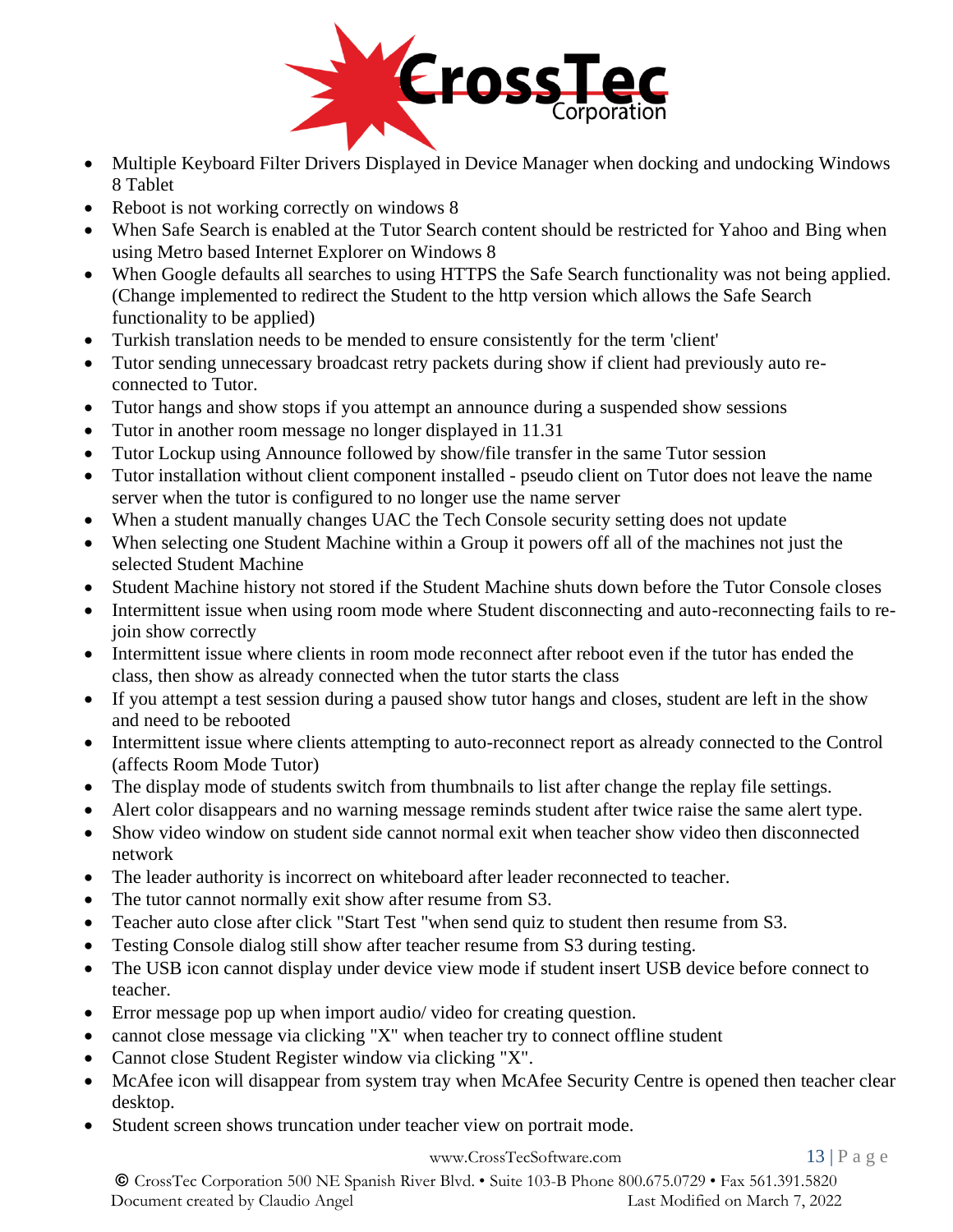- Multiple Keyboard Filter Drivers Displayed in Device Manager when docking and undocking Windows 8 Tablet
- Reboot is not working correctly on windows 8
- When Safe Search is enabled at the Tutor Search content should be restricted for Yahoo and Bing when using Metro based Internet Explorer on Windows 8
- When Google defaults all searches to using HTTPS the Safe Search functionality was not being applied. (Change implemented to redirect the Student to the http version which allows the Safe Search functionality to be applied)
- Turkish translation needs to be mended to ensure consistently for the term 'client'
- Tutor sending unnecessary broadcast retry packets during show if client had previously auto re-connected to Tutor.
- Tutor hangs and show stops if you attempt an announce during a suspended show sessions
- Tutor in another room message no longer displayed in 11.31
- Tutor Lockup using Announce followed by show/file transfer in the same Tutor session
- Tutor installation without client component installed - pseudo client on Tutor does not leave the name server when the tutor is configured to no longer use the name server
- When a student manually changes UAC the Tech Console security setting does not update
- When selecting one Student Machine within a Group it powers off all of the machines not just the selected Student Machine
- Student Machine history not stored if the Student Machine shuts down before the Tutor Console closes
- Intermittent issue when using room mode where Student disconnecting and auto-reconnecting fails to re-join show correctly
- Intermittent issue where clients in room mode reconnect after reboot even if the tutor has ended the class, then show as already connected when the tutor starts the class
- If you attempt a test session during a paused show tutor hangs and closes, student are left in the show and need to be rebooted
- Intermittent issue where clients attempting to auto-reconnect report as already connected to the Control (affects Room Mode Tutor)
- The display mode of students switch from thumbnails to list after change the replay file settings.
- Alert color disappears and no warning message reminds student after twice raise the same alert type.
- Show video window on student side cannot normal exit when teacher show video then disconnected network
- The leader authority is incorrect on whiteboard after leader reconnected to teacher.
- The tutor cannot normally exit show after resume from S3.
- Teacher auto close after click "Start Test "when send quiz to student then resume from S3.
- Testing Console dialog still show after teacher resume from S3 during testing.
- The USB icon cannot display under device view mode if student insert USB device before connect to teacher.
- Error message pop up when import audio/ video for creating question.
- cannot close message via clicking "X" when teacher try to connect offline student
- Cannot close Student Register window via clicking "X".
- McAfee icon will disappear from system tray when McAfee Security Centre is opened then teacher clear desktop.
- Student screen shows truncation under teacher view on portrait mode.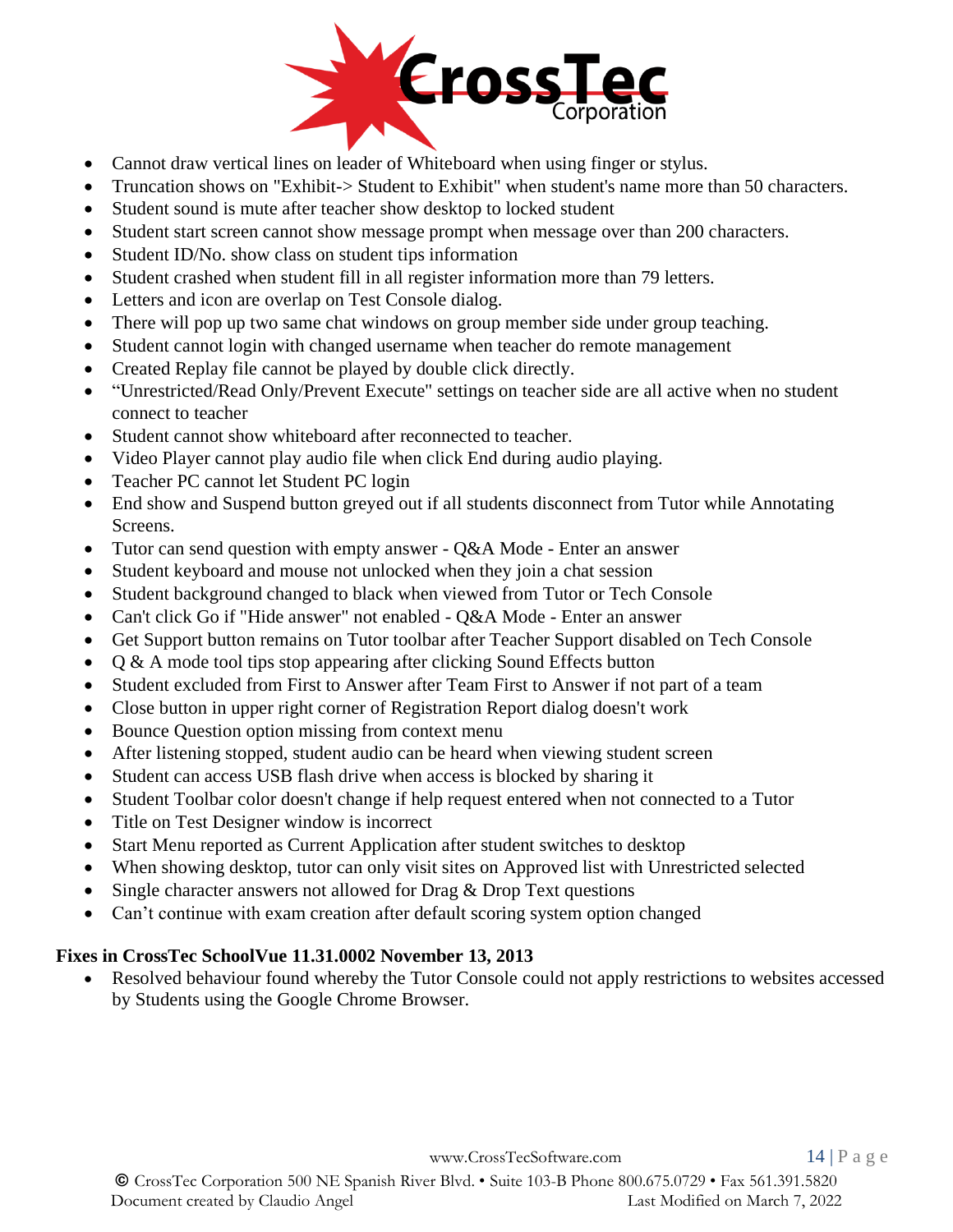- Cannot draw vertical lines on leader of Whiteboard when using finger or stylus.
- Truncation shows on "Exhibit-> Student to Exhibit" when student's name more than 50 characters.
- Student sound is mute after teacher show desktop to locked student
- Student start screen cannot show message prompt when message over than 200 characters.
- Student ID/No. show class on student tips information
- Student crashed when student fill in all register information more than 79 letters.
- Letters and icon are overlap on Test Console dialog.
- There will pop up two same chat windows on group member side under group teaching.
- Student cannot login with changed username when teacher do remote management
- Created Replay file cannot be played by double click directly.
- "Unrestricted/Read Only/Prevent Execute" settings on teacher side are all active when no student connect to teacher
- Student cannot show whiteboard after reconnected to teacher.
- Video Player cannot play audio file when click End during audio playing.
- Teacher PC cannot let Student PC login
- End show and Suspend button greyed out if all students disconnect from Tutor while Annotating Screens.
- Tutor can send question with empty answer - Q&A Mode - Enter an answer
- Student keyboard and mouse not unlocked when they join a chat session
- Student background changed to black when viewed from Tutor or Tech Console
- Can't click Go if "Hide answer" not enabled - Q&A Mode - Enter an answer
- Get Support button remains on Tutor toolbar after Teacher Support disabled on Tech Console
- Q & A mode tool tips stop appearing after clicking Sound Effects button
- Student excluded from First to Answer after Team First to Answer if not part of a team
- Close button in upper right corner of Registration Report dialog doesn't work
- Bounce Question option missing from context menu
- After listening stopped, student audio can be heard when viewing student screen
- Student can access USB flash drive when access is blocked by sharing it
- Student Toolbar color doesn't change if help request entered when not connected to a Tutor
- Title on Test Designer window is incorrect
- Start Menu reported as Current Application after student switches to desktop
- When showing desktop, tutor can only visit sites on Approved list with Unrestricted selected
- Single character answers not allowed for Drag & Drop Text questions
- Can't continue with exam creation after default scoring system option changed

**Fixes in CrossTec SchoolVue 11.31.0002 November 13, 2013**

- Resolved behaviour found whereby the Tutor Console could not apply restrictions to websites accessed by Students using the Google Chrome Browser.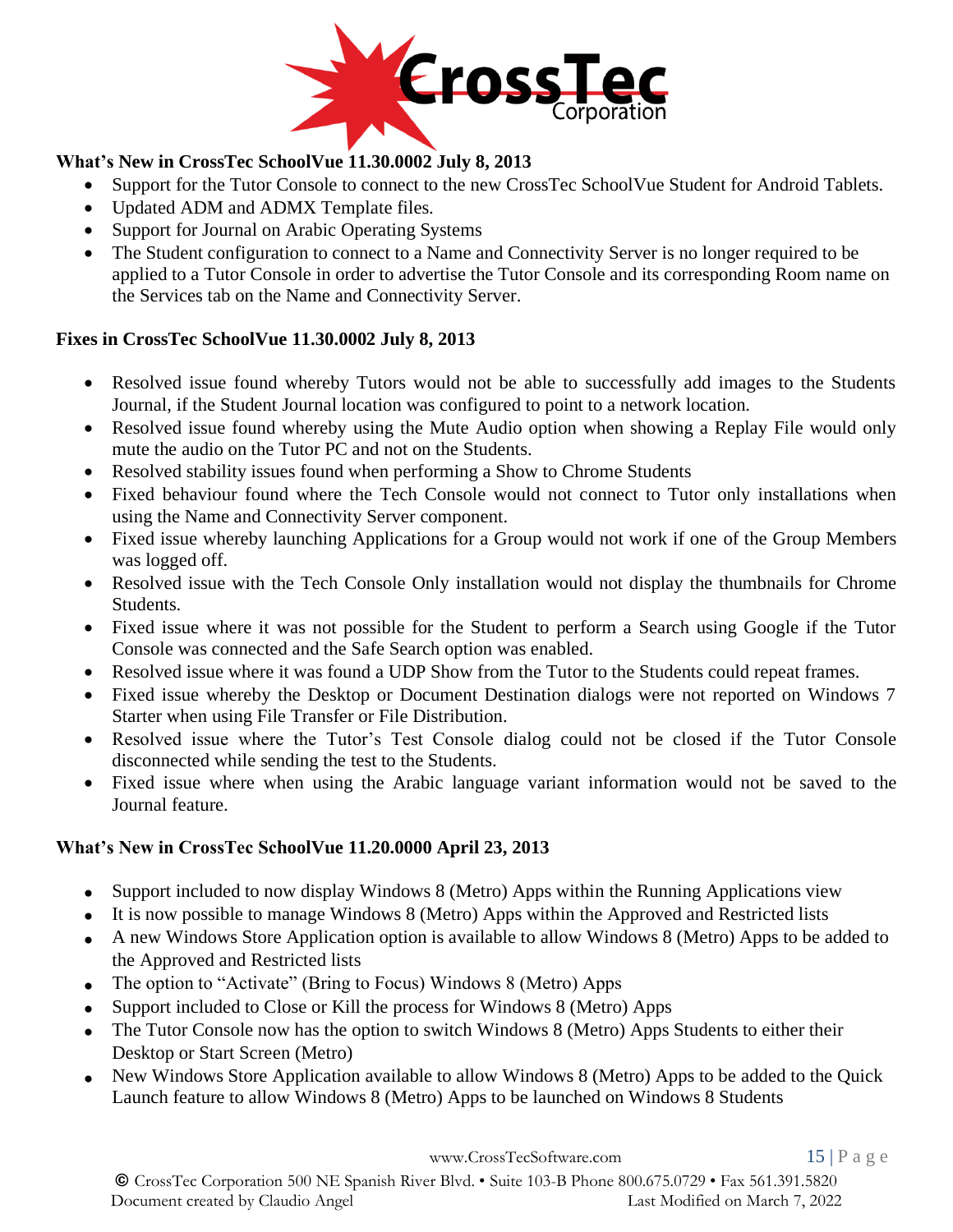**What's New in CrossTec SchoolVue 11.30.0002 July 8, 2013**

- Support for the Tutor Console to connect to the new CrossTec SchoolVue Student for Android Tablets.
- Updated ADM and ADMX Template files.
- Support for Journal on Arabic Operating Systems
- The Student configuration to connect to a Name and Connectivity Server is no longer required to be applied to a Tutor Console in order to advertise the Tutor Console and its corresponding Room name on the Services tab on the Name and Connectivity Server.

**Fixes in CrossTec SchoolVue 11.30.0002 July 8, 2013**

- Resolved issue found whereby Tutors would not be able to successfully add images to the Students Journal, if the Student Journal location was configured to point to a network location.
- Resolved issue found whereby using the Mute Audio option when showing a Replay File would only mute the audio on the Tutor PC and not on the Students.
- Resolved stability issues found when performing a Show to Chrome Students
- Fixed behaviour found where the Tech Console would not connect to Tutor only installations when using the Name and Connectivity Server component.
- Fixed issue whereby launching Applications for a Group would not work if one of the Group Members was logged off.
- Resolved issue with the Tech Console Only installation would not display the thumbnails for Chrome Students.
- Fixed issue where it was not possible for the Student to perform a Search using Google if the Tutor Console was connected and the Safe Search option was enabled.
- Resolved issue where it was found a UDP Show from the Tutor to the Students could repeat frames.
- Fixed issue whereby the Desktop or Document Destination dialogs were not reported on Windows 7 Starter when using File Transfer or File Distribution.
- Resolved issue where the Tutor's Test Console dialog could not be closed if the Tutor Console disconnected while sending the test to the Students.
- Fixed issue where when using the Arabic language variant information would not be saved to the Journal feature.

**What's New in CrossTec SchoolVue 11.20.0000 April 23, 2013**

- Support included to now display Windows 8 (Metro) Apps within the Running Applications view
- It is now possible to manage Windows 8 (Metro) Apps within the Approved and Restricted lists
- A new Windows Store Application option is available to allow Windows 8 (Metro) Apps to be added to the Approved and Restricted lists
- The option to "Activate" (Bring to Focus) Windows 8 (Metro) Apps
- Support included to Close or Kill the process for Windows 8 (Metro) Apps
- The Tutor Console now has the option to switch Windows 8 (Metro) Apps Students to either their Desktop or Start Screen (Metro)
- New Windows Store Application available to allow Windows 8 (Metro) Apps to be added to the Quick Launch feature to allow Windows 8 (Metro) Apps to be launched on Windows 8 Students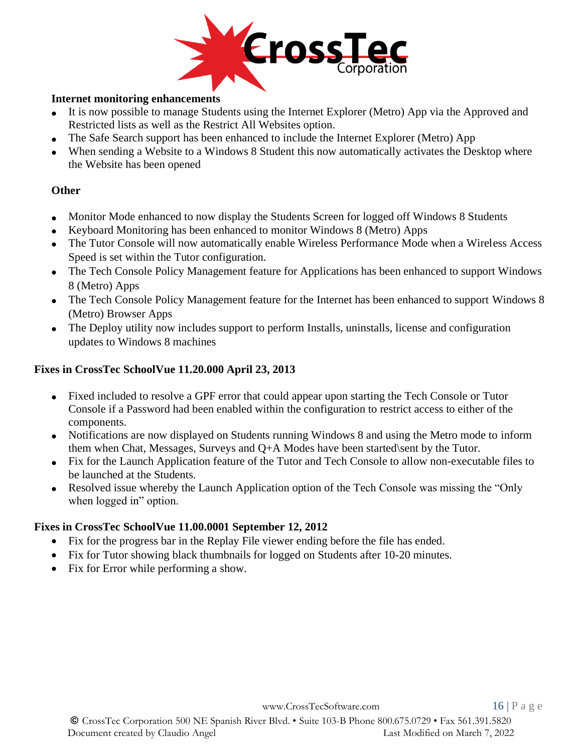**Internet monitoring enhancements**

- It is now possible to manage Students using the Internet Explorer (Metro) App via the Approved and Restricted lists as well as the Restrict All Websites option.
- The Safe Search support has been enhanced to include the Internet Explorer (Metro) App
- When sending a Website to a Windows 8 Student this now automatically activates the Desktop where the Website has been opened

**Other**

- Monitor Mode enhanced to now display the Students Screen for logged off Windows 8 Students
- Keyboard Monitoring has been enhanced to monitor Windows 8 (Metro) Apps
- The Tutor Console will now automatically enable Wireless Performance Mode when a Wireless Access Speed is set within the Tutor configuration.
- The Tech Console Policy Management feature for Applications has been enhanced to support Windows 8 (Metro) Apps
- The Tech Console Policy Management feature for the Internet has been enhanced to support Windows 8 (Metro) Browser Apps
- The Deploy utility now includes support to perform Installs, uninstalls, license and configuration updates to Windows 8 machines

**Fixes in CrossTec SchoolVue 11.20.000 April 23, 2013**

- Fixed included to resolve a GPF error that could appear upon starting the Tech Console or Tutor Console if a Password had been enabled within the configuration to restrict access to either of the components.
- Notifications are now displayed on Students running Windows 8 and using the Metro mode to inform them when Chat, Messages, Surveys and Q+A Modes have been started\sent by the Tutor.
- Fix for the Launch Application feature of the Tutor and Tech Console to allow non-executable files to be launched at the Students.
- Resolved issue whereby the Launch Application option of the Tech Console was missing the "Only when logged in" option.

**Fixes in CrossTec SchoolVue 11.00.0001 September 12, 2012**

- Fix for the progress bar in the Replay File viewer ending before the file has ended.
- Fix for Tutor showing black thumbnails for logged on Students after 10-20 minutes.
- Fix for Error while performing a show.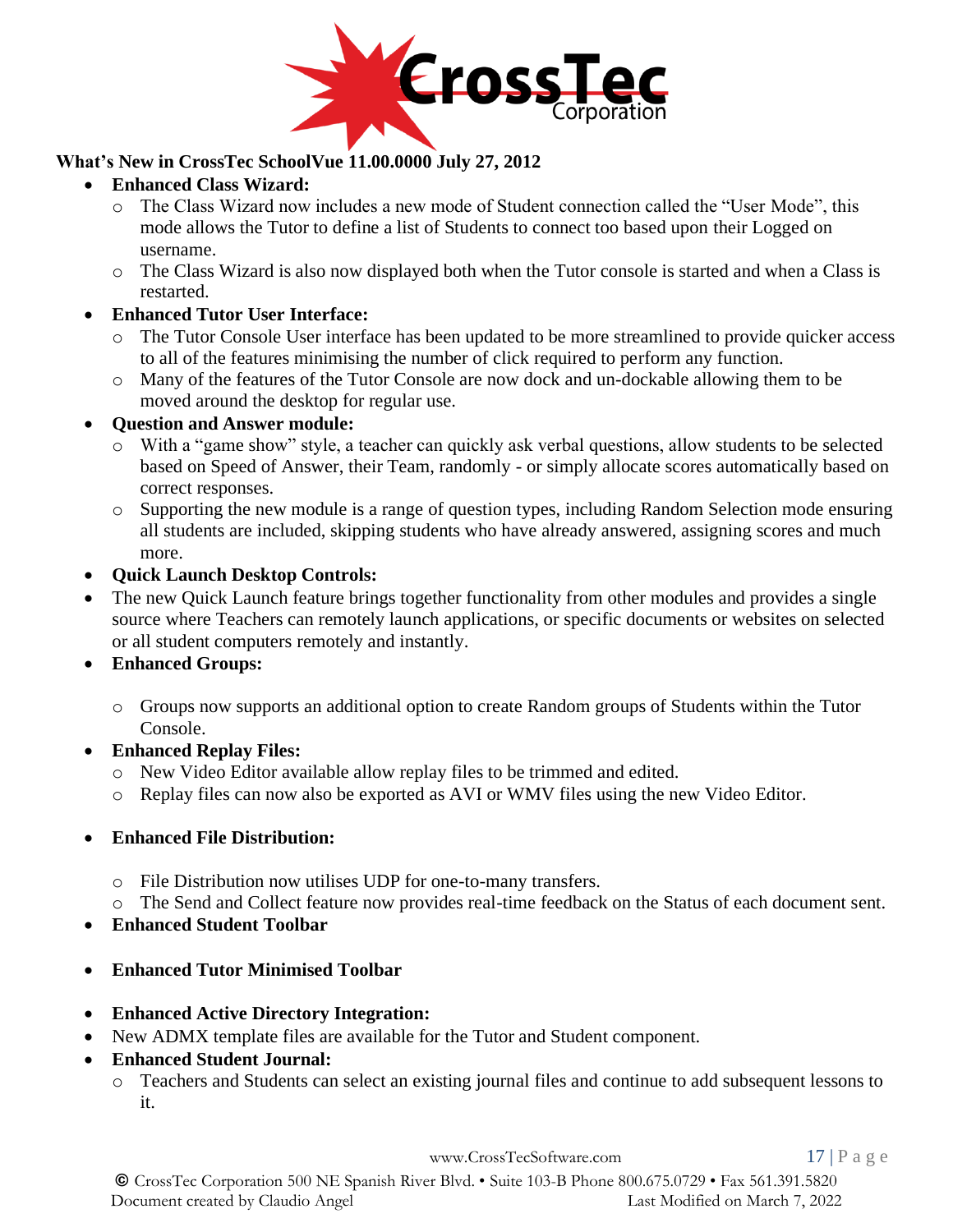**What's New in CrossTec SchoolVue 11.00.0000 July 27, 2012**

- **Enhanced Class Wizard:**
  - The Class Wizard now includes a new mode of Student connection called the "User Mode", this mode allows the Tutor to define a list of Students to connect too based upon their Logged on username.
  - The Class Wizard is also now displayed both when the Tutor console is started and when a Class is restarted.
- **Enhanced Tutor User Interface:**
  - The Tutor Console User interface has been updated to be more streamlined to provide quicker access to all of the features minimising the number of click required to perform any function.
  - Many of the features of the Tutor Console are now dock and un-dockable allowing them to be moved around the desktop for regular use.
- **Question and Answer module:**
  - With a "game show" style, a teacher can quickly ask verbal questions, allow students to be selected based on Speed of Answer, their Team, randomly - or simply allocate scores automatically based on correct responses.
  - Supporting the new module is a range of question types, including Random Selection mode ensuring all students are included, skipping students who have already answered, assigning scores and much more.
- **Quick Launch Desktop Controls:**
- The new Quick Launch feature brings together functionality from other modules and provides a single source where Teachers can remotely launch applications, or specific documents or websites on selected or all student computers remotely and instantly.
- **Enhanced Groups:**
  - Groups now supports an additional option to create Random groups of Students within the Tutor Console.
- **Enhanced Replay Files:**
  - New Video Editor available allow replay files to be trimmed and edited.
  - Replay files can now also be exported as AVI or WMV files using the new Video Editor.
- **Enhanced File Distribution:**
  - File Distribution now utilises UDP for one-to-many transfers.
  - The Send and Collect feature now provides real-time feedback on the Status of each document sent.
- **Enhanced Student Toolbar**
- **Enhanced Tutor Minimised Toolbar**
- **Enhanced Active Directory Integration:**
- New ADMX template files are available for the Tutor and Student component.
- **Enhanced Student Journal:**
  - Teachers and Students can select an existing journal files and continue to add subsequent lessons to it.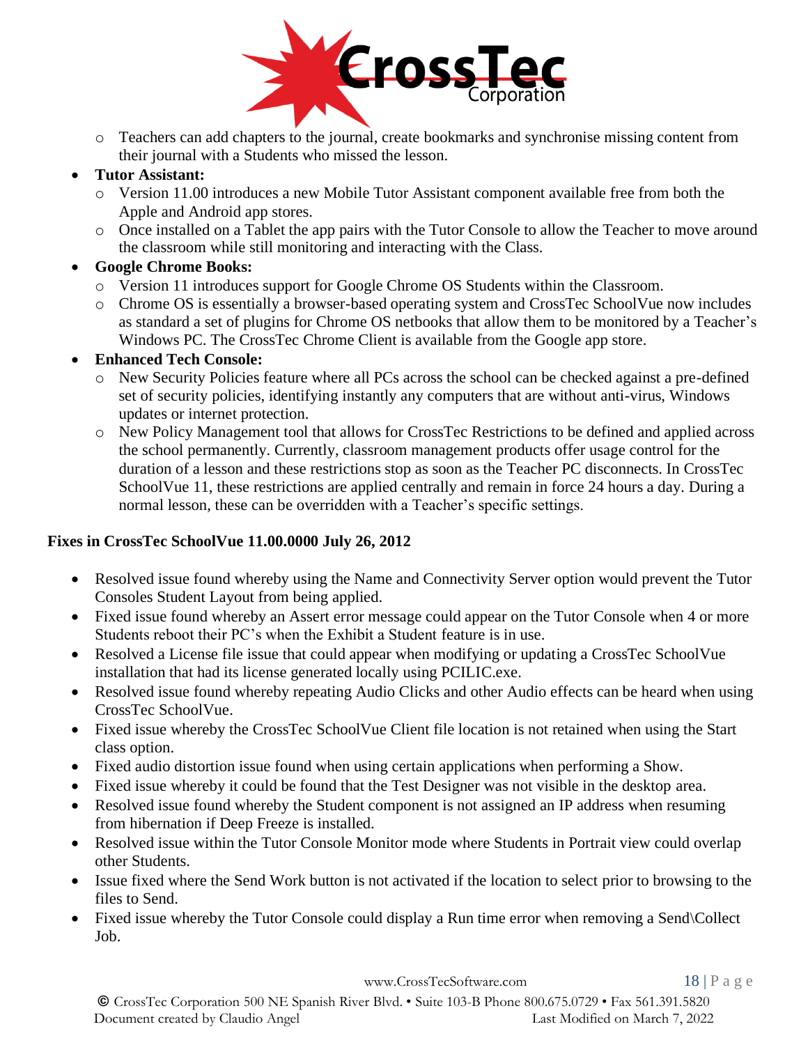- Teachers can add chapters to the journal, create bookmarks and synchronise missing content from their journal with a Students who missed the lesson.

- **Tutor Assistant:**
  - Version 11.00 introduces a new Mobile Tutor Assistant component available free from both the Apple and Android app stores.
  - Once installed on a Tablet the app pairs with the Tutor Console to allow the Teacher to move around the classroom while still monitoring and interacting with the Class.
- **Google Chrome Books:**
  - Version 11 introduces support for Google Chrome OS Students within the Classroom.
  - Chrome OS is essentially a browser-based operating system and CrossTec SchoolVue now includes as standard a set of plugins for Chrome OS netbooks that allow them to be monitored by a Teacher's Windows PC. The CrossTec Chrome Client is available from the Google app store.
- **Enhanced Tech Console:**
  - New Security Policies feature where all PCs across the school can be checked against a pre-defined set of security policies, identifying instantly any computers that are without anti-virus, Windows updates or internet protection.
  - New Policy Management tool that allows for CrossTec Restrictions to be defined and applied across the school permanently. Currently, classroom management products offer usage control for the duration of a lesson and these restrictions stop as soon as the Teacher PC disconnects. In CrossTec SchoolVue 11, these restrictions are applied centrally and remain in force 24 hours a day. During a normal lesson, these can be overridden with a Teacher's specific settings.

**Fixes in CrossTec SchoolVue 11.00.0000 July 26, 2012**

- Resolved issue found whereby using the Name and Connectivity Server option would prevent the Tutor Consoles Student Layout from being applied.
- Fixed issue found whereby an Assert error message could appear on the Tutor Console when 4 or more Students reboot their PC's when the Exhibit a Student feature is in use.
- Resolved a License file issue that could appear when modifying or updating a CrossTec SchoolVue installation that had its license generated locally using PCILIC.exe.
- Resolved issue found whereby repeating Audio Clicks and other Audio effects can be heard when using CrossTec SchoolVue.
- Fixed issue whereby the CrossTec SchoolVue Client file location is not retained when using the Start class option.
- Fixed audio distortion issue found when using certain applications when performing a Show.
- Fixed issue whereby it could be found that the Test Designer was not visible in the desktop area.
- Resolved issue found whereby the Student component is not assigned an IP address when resuming from hibernation if Deep Freeze is installed.
- Resolved issue within the Tutor Console Monitor mode where Students in Portrait view could overlap other Students.
- Issue fixed where the Send Work button is not activated if the location to select prior to browsing to the files to Send.
- Fixed issue whereby the Tutor Console could display a Run time error when removing a Send\Collect Job.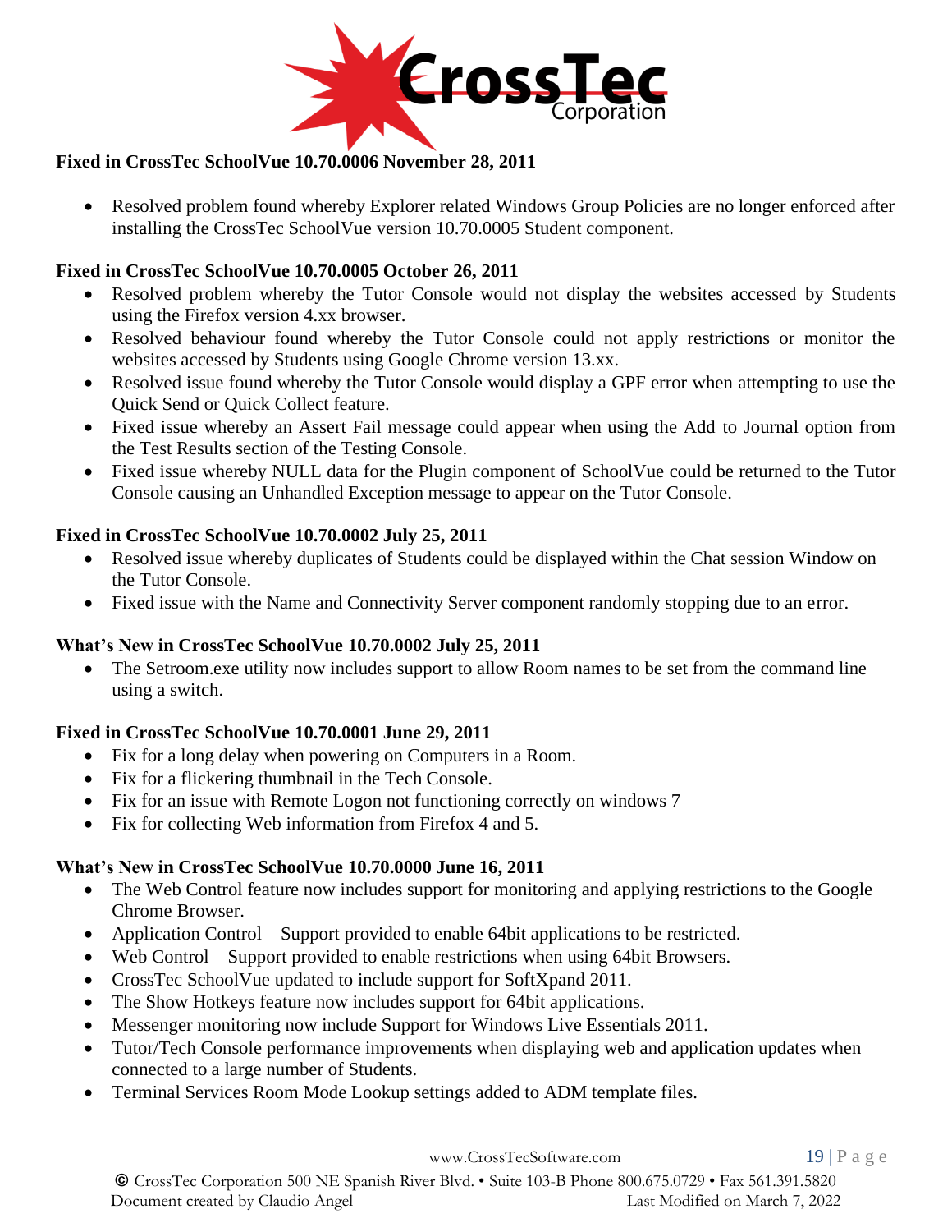**Fixed in CrossTec SchoolVue 10.70.0006 November 28, 2011**

- Resolved problem found whereby Explorer related Windows Group Policies are no longer enforced after installing the CrossTec SchoolVue version 10.70.0005 Student component.

**Fixed in CrossTec SchoolVue 10.70.0005 October 26, 2011**

- Resolved problem whereby the Tutor Console would not display the websites accessed by Students using the Firefox version 4.xx browser.
- Resolved behaviour found whereby the Tutor Console could not apply restrictions or monitor the websites accessed by Students using Google Chrome version 13.xx.
- Resolved issue found whereby the Tutor Console would display a GPF error when attempting to use the Quick Send or Quick Collect feature.
- Fixed issue whereby an Assert Fail message could appear when using the Add to Journal option from the Test Results section of the Testing Console.
- Fixed issue whereby NULL data for the Plugin component of SchoolVue could be returned to the Tutor Console causing an Unhandled Exception message to appear on the Tutor Console.

**Fixed in CrossTec SchoolVue 10.70.0002 July 25, 2011**

- Resolved issue whereby duplicates of Students could be displayed within the Chat session Window on the Tutor Console.
- Fixed issue with the Name and Connectivity Server component randomly stopping due to an error.

**What's New in CrossTec SchoolVue 10.70.0002 July 25, 2011**

- The Setroom.exe utility now includes support to allow Room names to be set from the command line using a switch.

**Fixed in CrossTec SchoolVue 10.70.0001 June 29, 2011**

- Fix for a long delay when powering on Computers in a Room.
- Fix for a flickering thumbnail in the Tech Console.
- Fix for an issue with Remote Logon not functioning correctly on windows 7
- Fix for collecting Web information from Firefox 4 and 5.

**What's New in CrossTec SchoolVue 10.70.0000 June 16, 2011**

- The Web Control feature now includes support for monitoring and applying restrictions to the Google Chrome Browser.
- Application Control – Support provided to enable 64bit applications to be restricted.
- Web Control – Support provided to enable restrictions when using 64bit Browsers.
- CrossTec SchoolVue updated to include support for SoftXpand 2011.
- The Show Hotkeys feature now includes support for 64bit applications.
- Messenger monitoring now include Support for Windows Live Essentials 2011.
- Tutor/Tech Console performance improvements when displaying web and application updates when connected to a large number of Students.
- Terminal Services Room Mode Lookup settings added to ADM template files.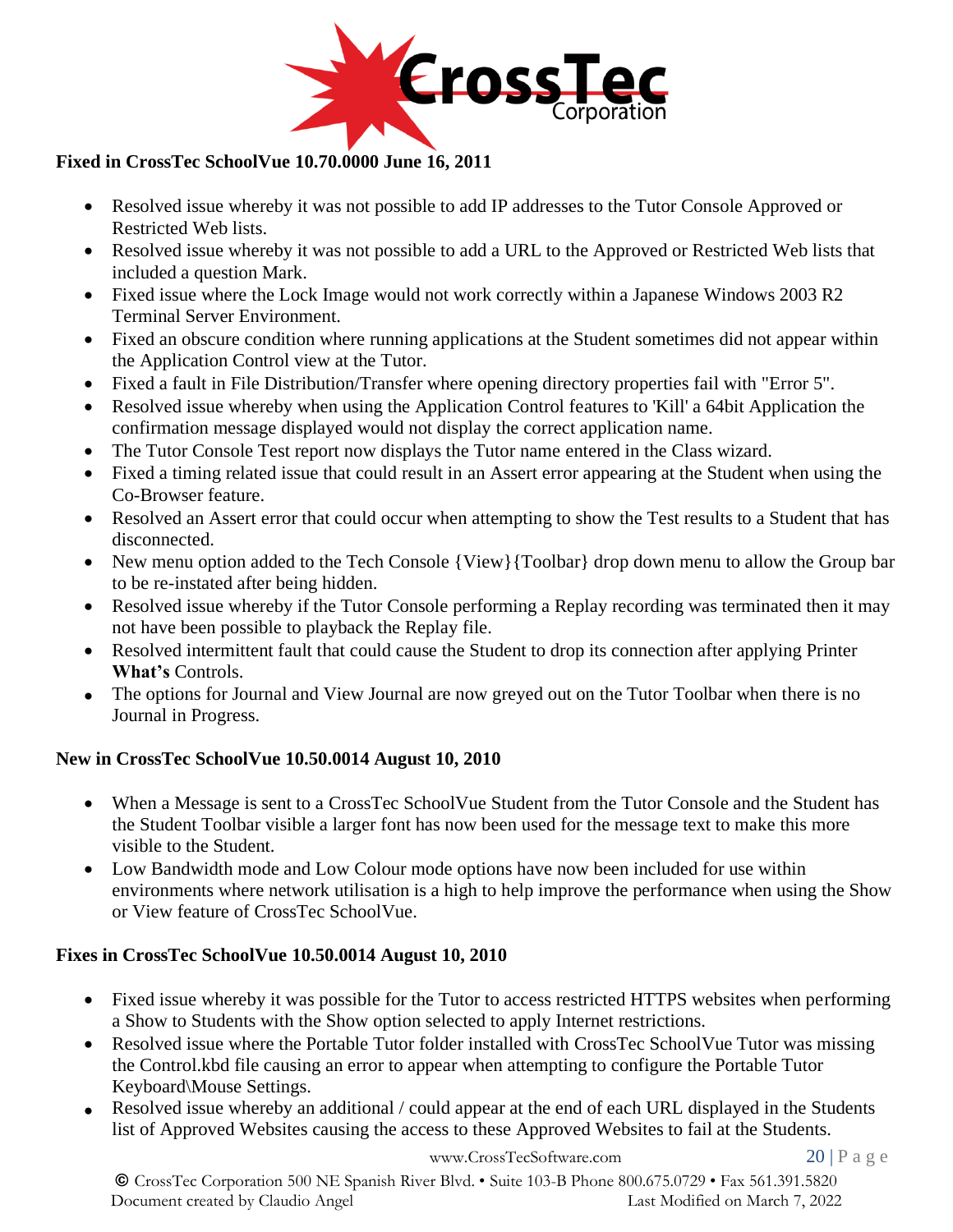### Fixed in CrossTec SchoolVue 10.70.0000 June 16, 2011

- Resolved issue whereby it was not possible to add IP addresses to the Tutor Console Approved or Restricted Web lists.
- Resolved issue whereby it was not possible to add a URL to the Approved or Restricted Web lists that included a question Mark.
- Fixed issue where the Lock Image would not work correctly within a Japanese Windows 2003 R2 Terminal Server Environment.
- Fixed an obscure condition where running applications at the Student sometimes did not appear within the Application Control view at the Tutor.
- Fixed a fault in File Distribution/Transfer where opening directory properties fail with "Error 5".
- Resolved issue whereby when using the Application Control features to 'Kill' a 64bit Application the confirmation message displayed would not display the correct application name.
- The Tutor Console Test report now displays the Tutor name entered in the Class wizard.
- Fixed a timing related issue that could result in an Assert error appearing at the Student when using the Co-Browser feature.
- Resolved an Assert error that could occur when attempting to show the Test results to a Student that has disconnected.
- New menu option added to the Tech Console {View}{Toolbar} drop down menu to allow the Group bar to be re-instated after being hidden.
- Resolved issue whereby if the Tutor Console performing a Replay recording was terminated then it may not have been possible to playback the Replay file.
- Resolved intermittent fault that could cause the Student to drop its connection after applying Printer **What's** Controls.
- The options for Journal and View Journal are now greyed out on the Tutor Toolbar when there is no Journal in Progress.

### New in CrossTec SchoolVue 10.50.0014 August 10, 2010

- When a Message is sent to a CrossTec SchoolVue Student from the Tutor Console and the Student has the Student Toolbar visible a larger font has now been used for the message text to make this more visible to the Student.
- Low Bandwidth mode and Low Colour mode options have now been included for use within environments where network utilisation is a high to help improve the performance when using the Show or View feature of CrossTec SchoolVue.

### Fixes in CrossTec SchoolVue 10.50.0014 August 10, 2010

- Fixed issue whereby it was possible for the Tutor to access restricted HTTPS websites when performing a Show to Students with the Show option selected to apply Internet restrictions.
- Resolved issue where the Portable Tutor folder installed with CrossTec SchoolVue Tutor was missing the Control.kbd file causing an error to appear when attempting to configure the Portable Tutor Keyboard\Mouse Settings.
- Resolved issue whereby an additional / could appear at the end of each URL displayed in the Students list of Approved Websites causing the access to these Approved Websites to fail at the Students.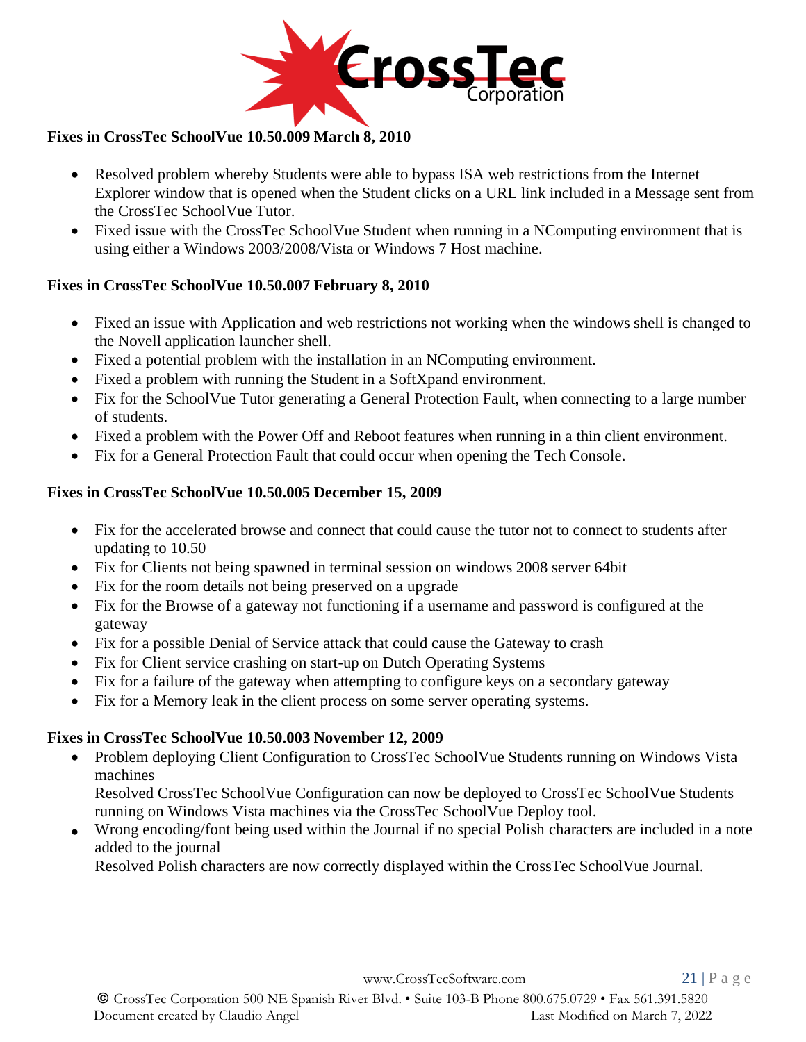### Fixes in CrossTec SchoolVue 10.50.009 March 8, 2010

- Resolved problem whereby Students were able to bypass ISA web restrictions from the Internet Explorer window that is opened when the Student clicks on a URL link included in a Message sent from the CrossTec SchoolVue Tutor.
- Fixed issue with the CrossTec SchoolVue Student when running in a NComputing environment that is using either a Windows 2003/2008/Vista or Windows 7 Host machine.

### Fixes in CrossTec SchoolVue 10.50.007 February 8, 2010

- Fixed an issue with Application and web restrictions not working when the windows shell is changed to the Novell application launcher shell.
- Fixed a potential problem with the installation in an NComputing environment.
- Fixed a problem with running the Student in a SoftXpand environment.
- Fix for the SchoolVue Tutor generating a General Protection Fault, when connecting to a large number of students.
- Fixed a problem with the Power Off and Reboot features when running in a thin client environment.
- Fix for a General Protection Fault that could occur when opening the Tech Console.

### Fixes in CrossTec SchoolVue 10.50.005 December 15, 2009

- Fix for the accelerated browse and connect that could cause the tutor not to connect to students after updating to 10.50
- Fix for Clients not being spawned in terminal session on windows 2008 server 64bit
- Fix for the room details not being preserved on a upgrade
- Fix for the Browse of a gateway not functioning if a username and password is configured at the gateway
- Fix for a possible Denial of Service attack that could cause the Gateway to crash
- Fix for Client service crashing on start-up on Dutch Operating Systems
- Fix for a failure of the gateway when attempting to configure keys on a secondary gateway
- Fix for a Memory leak in the client process on some server operating systems.

### Fixes in CrossTec SchoolVue 10.50.003 November 12, 2009

- Problem deploying Client Configuration to CrossTec SchoolVue Students running on Windows Vista machines
  Resolved CrossTec SchoolVue Configuration can now be deployed to CrossTec SchoolVue Students running on Windows Vista machines via the CrossTec SchoolVue Deploy tool.
- Wrong encoding/font being used within the Journal if no special Polish characters are included in a note added to the journal
  Resolved Polish characters are now correctly displayed within the CrossTec SchoolVue Journal.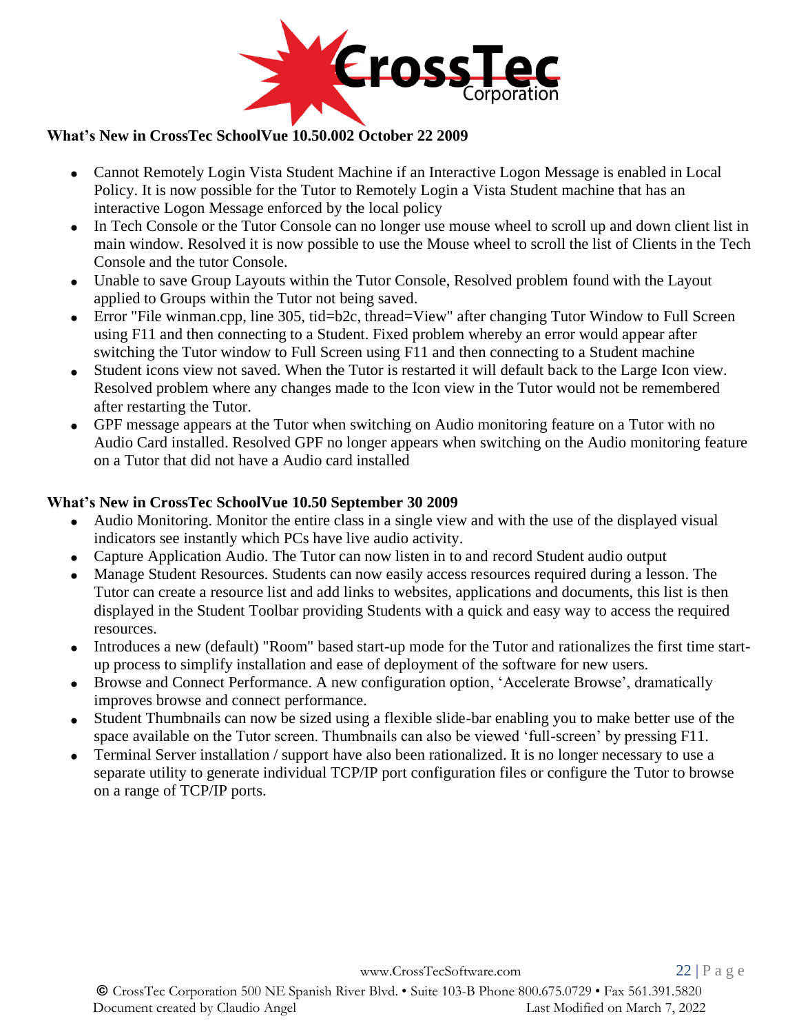### What's New in CrossTec SchoolVue 10.50.002 October 22 2009

- Cannot Remotely Login Vista Student Machine if an Interactive Logon Message is enabled in Local Policy. It is now possible for the Tutor to Remotely Login a Vista Student machine that has an interactive Logon Message enforced by the local policy
- In Tech Console or the Tutor Console can no longer use mouse wheel to scroll up and down client list in main window. Resolved it is now possible to use the Mouse wheel to scroll the list of Clients in the Tech Console and the tutor Console.
- Unable to save Group Layouts within the Tutor Console, Resolved problem found with the Layout applied to Groups within the Tutor not being saved.
- Error "File winman.cpp, line 305, tid=b2c, thread=View" after changing Tutor Window to Full Screen using F11 and then connecting to a Student. Fixed problem whereby an error would appear after switching the Tutor window to Full Screen using F11 and then connecting to a Student machine
- Student icons view not saved. When the Tutor is restarted it will default back to the Large Icon view. Resolved problem where any changes made to the Icon view in the Tutor would not be remembered after restarting the Tutor.
- GPF message appears at the Tutor when switching on Audio monitoring feature on a Tutor with no Audio Card installed. Resolved GPF no longer appears when switching on the Audio monitoring feature on a Tutor that did not have a Audio card installed

### What's New in CrossTec SchoolVue 10.50 September 30 2009

- Audio Monitoring. Monitor the entire class in a single view and with the use of the displayed visual indicators see instantly which PCs have live audio activity.
- Capture Application Audio. The Tutor can now listen in to and record Student audio output
- Manage Student Resources. Students can now easily access resources required during a lesson. The Tutor can create a resource list and add links to websites, applications and documents, this list is then displayed in the Student Toolbar providing Students with a quick and easy way to access the required resources.
- Introduces a new (default) "Room" based start-up mode for the Tutor and rationalizes the first time start-up process to simplify installation and ease of deployment of the software for new users.
- Browse and Connect Performance. A new configuration option, 'Accelerate Browse', dramatically improves browse and connect performance.
- Student Thumbnails can now be sized using a flexible slide-bar enabling you to make better use of the space available on the Tutor screen. Thumbnails can also be viewed 'full-screen' by pressing F11.
- Terminal Server installation / support have also been rationalized. It is no longer necessary to use a separate utility to generate individual TCP/IP port configuration files or configure the Tutor to browse on a range of TCP/IP ports.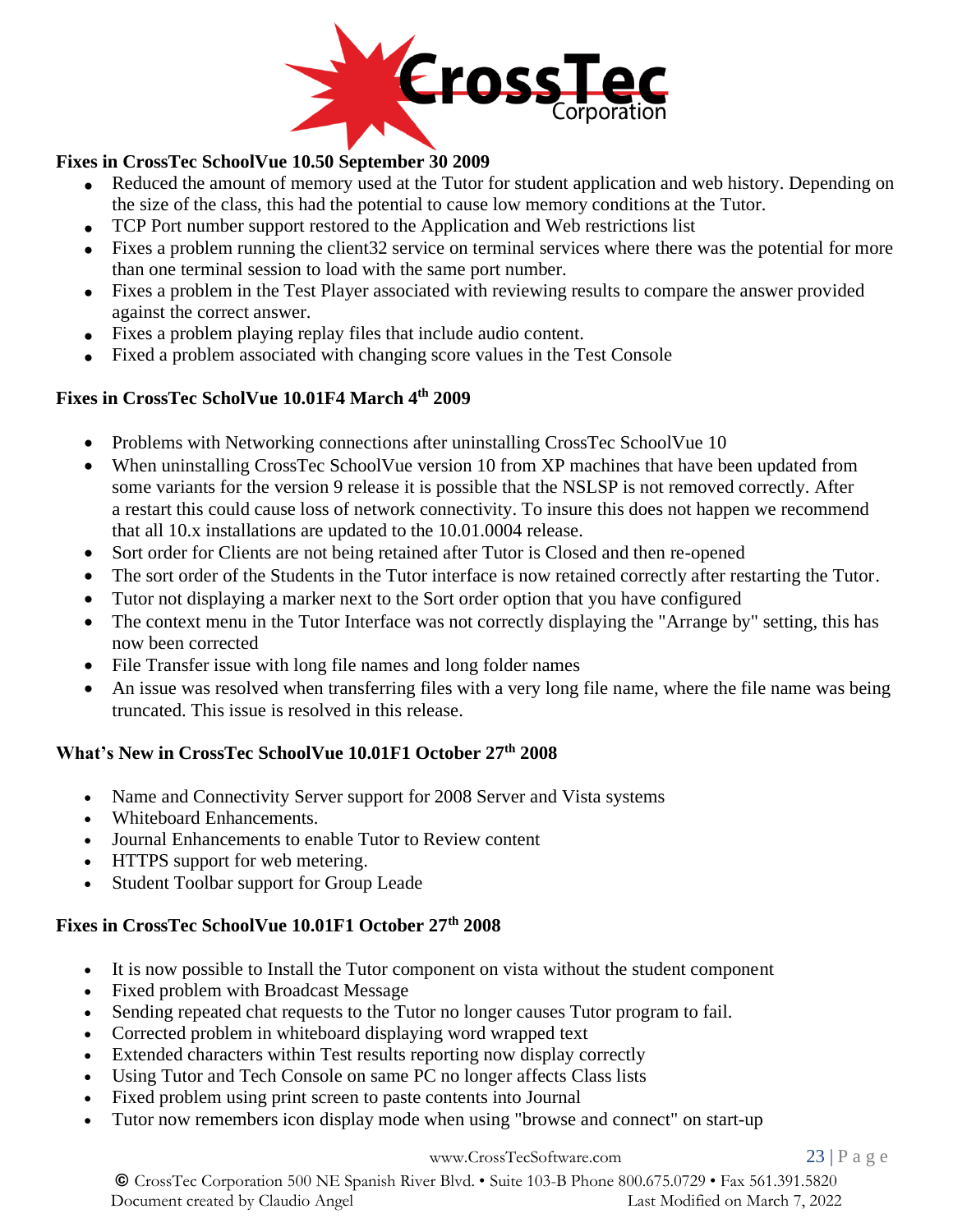### Fixes in CrossTec SchoolVue 10.50 September 30 2009

- Reduced the amount of memory used at the Tutor for student application and web history. Depending on the size of the class, this had the potential to cause low memory conditions at the Tutor.
- TCP Port number support restored to the Application and Web restrictions list
- Fixes a problem running the client32 service on terminal services where there was the potential for more than one terminal session to load with the same port number.
- Fixes a problem in the Test Player associated with reviewing results to compare the answer provided against the correct answer.
- Fixes a problem playing replay files that include audio content.
- Fixed a problem associated with changing score values in the Test Console

### Fixes in CrossTec ScholVue 10.01F4 March 4th 2009

- Problems with Networking connections after uninstalling CrossTec SchoolVue 10
- When uninstalling CrossTec SchoolVue version 10 from XP machines that have been updated from some variants for the version 9 release it is possible that the NSLSP is not removed correctly. After a restart this could cause loss of network connectivity. To insure this does not happen we recommend that all 10.x installations are updated to the 10.01.0004 release.
- Sort order for Clients are not being retained after Tutor is Closed and then re-opened
- The sort order of the Students in the Tutor interface is now retained correctly after restarting the Tutor.
- Tutor not displaying a marker next to the Sort order option that you have configured
- The context menu in the Tutor Interface was not correctly displaying the "Arrange by" setting, this has now been corrected
- File Transfer issue with long file names and long folder names
- An issue was resolved when transferring files with a very long file name, where the file name was being truncated. This issue is resolved in this release.

### What's New in CrossTec SchoolVue 10.01F1 October 27th 2008

- Name and Connectivity Server support for 2008 Server and Vista systems
- Whiteboard Enhancements.
- Journal Enhancements to enable Tutor to Review content
- HTTPS support for web metering.
- Student Toolbar support for Group Leade

### Fixes in CrossTec SchoolVue 10.01F1 October 27th 2008

- It is now possible to Install the Tutor component on vista without the student component
- Fixed problem with Broadcast Message
- Sending repeated chat requests to the Tutor no longer causes Tutor program to fail.
- Corrected problem in whiteboard displaying word wrapped text
- Extended characters within Test results reporting now display correctly
- Using Tutor and Tech Console on same PC no longer affects Class lists
- Fixed problem using print screen to paste contents into Journal
- Tutor now remembers icon display mode when using "browse and connect" on start-up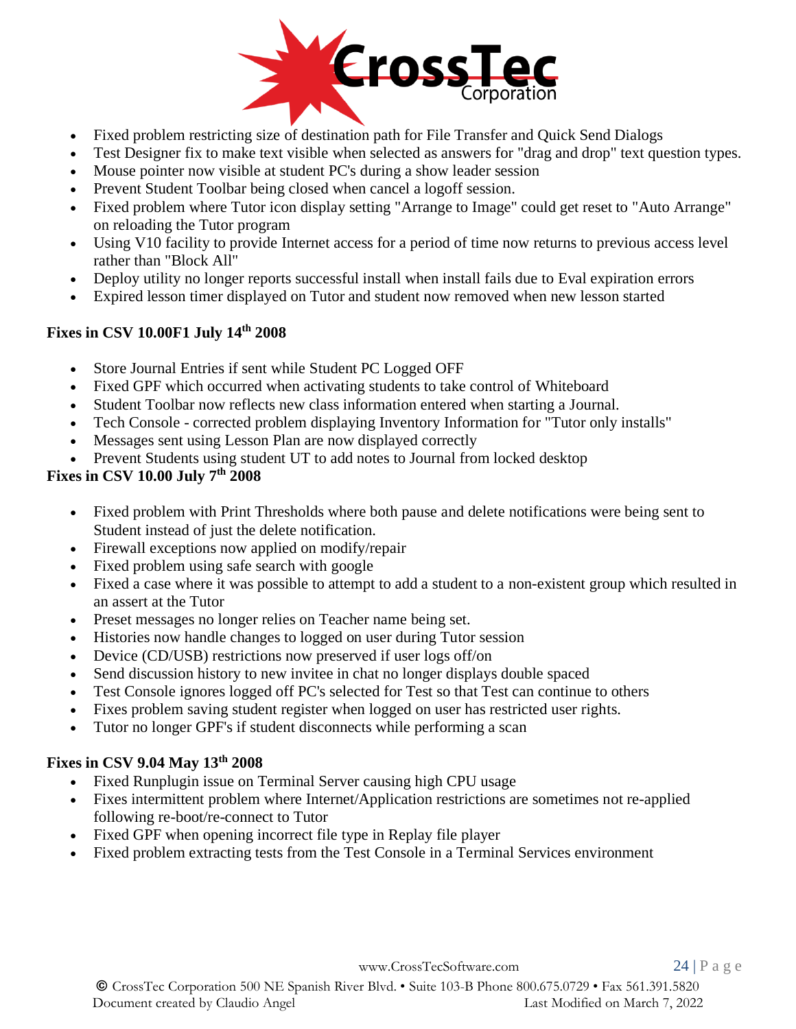- Fixed problem restricting size of destination path for File Transfer and Quick Send Dialogs
- Test Designer fix to make text visible when selected as answers for "drag and drop" text question types.
- Mouse pointer now visible at student PC's during a show leader session
- Prevent Student Toolbar being closed when cancel a logoff session.
- Fixed problem where Tutor icon display setting "Arrange to Image" could get reset to "Auto Arrange" on reloading the Tutor program
- Using V10 facility to provide Internet access for a period of time now returns to previous access level rather than "Block All"
- Deploy utility no longer reports successful install when install fails due to Eval expiration errors
- Expired lesson timer displayed on Tutor and student now removed when new lesson started

**Fixes in CSV 10.00F1 July 14th 2008**

- Store Journal Entries if sent while Student PC Logged OFF
- Fixed GPF which occurred when activating students to take control of Whiteboard
- Student Toolbar now reflects new class information entered when starting a Journal.
- Tech Console - corrected problem displaying Inventory Information for "Tutor only installs"
- Messages sent using Lesson Plan are now displayed correctly
- Prevent Students using student UT to add notes to Journal from locked desktop

**Fixes in CSV 10.00 July 7th 2008**

- Fixed problem with Print Thresholds where both pause and delete notifications were being sent to Student instead of just the delete notification.
- Firewall exceptions now applied on modify/repair
- Fixed problem using safe search with google
- Fixed a case where it was possible to attempt to add a student to a non-existent group which resulted in an assert at the Tutor
- Preset messages no longer relies on Teacher name being set.
- Histories now handle changes to logged on user during Tutor session
- Device (CD/USB) restrictions now preserved if user logs off/on
- Send discussion history to new invitee in chat no longer displays double spaced
- Test Console ignores logged off PC's selected for Test so that Test can continue to others
- Fixes problem saving student register when logged on user has restricted user rights.
- Tutor no longer GPF's if student disconnects while performing a scan

**Fixes in CSV 9.04 May 13th 2008**

- Fixed Runplugin issue on Terminal Server causing high CPU usage
- Fixes intermittent problem where Internet/Application restrictions are sometimes not re-applied following re-boot/re-connect to Tutor
- Fixed GPF when opening incorrect file type in Replay file player
- Fixed problem extracting tests from the Test Console in a Terminal Services environment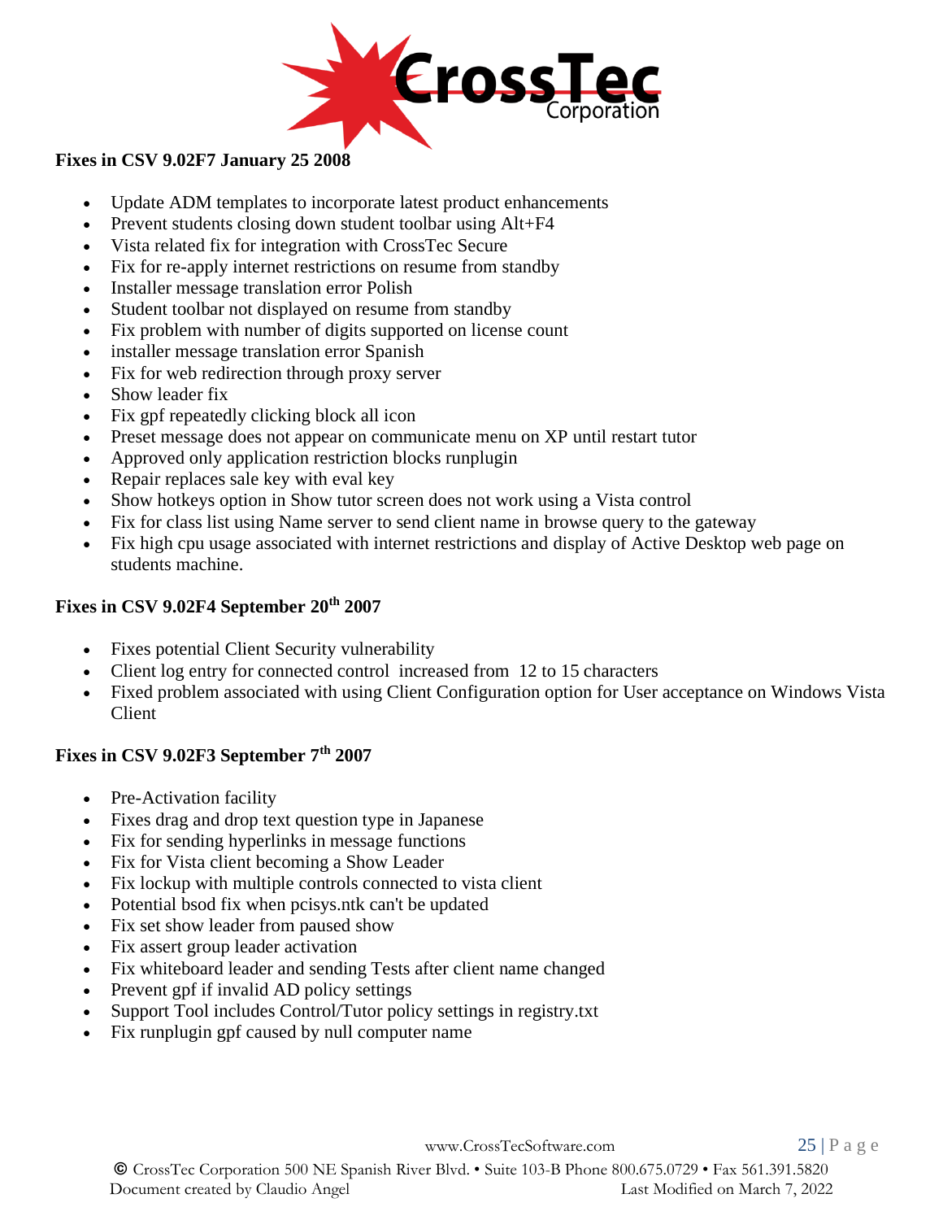**Fixes in CSV 9.02F7 January 25 2008**

- Update ADM templates to incorporate latest product enhancements
- Prevent students closing down student toolbar using Alt+F4
- Vista related fix for integration with CrossTec Secure
- Fix for re-apply internet restrictions on resume from standby
- Installer message translation error Polish
- Student toolbar not displayed on resume from standby
- Fix problem with number of digits supported on license count
- installer message translation error Spanish
- Fix for web redirection through proxy server
- Show leader fix
- Fix gpf repeatedly clicking block all icon
- Preset message does not appear on communicate menu on XP until restart tutor
- Approved only application restriction blocks runplugin
- Repair replaces sale key with eval key
- Show hotkeys option in Show tutor screen does not work using a Vista control
- Fix for class list using Name server to send client name in browse query to the gateway
- Fix high cpu usage associated with internet restrictions and display of Active Desktop web page on students machine.

**Fixes in CSV 9.02F4 September 20th 2007**

- Fixes potential Client Security vulnerability
- Client log entry for connected control increased from 12 to 15 characters
- Fixed problem associated with using Client Configuration option for User acceptance on Windows Vista Client

**Fixes in CSV 9.02F3 September 7th 2007**

- Pre-Activation facility
- Fixes drag and drop text question type in Japanese
- Fix for sending hyperlinks in message functions
- Fix for Vista client becoming a Show Leader
- Fix lockup with multiple controls connected to vista client
- Potential bsod fix when pcisys.ntk can't be updated
- Fix set show leader from paused show
- Fix assert group leader activation
- Fix whiteboard leader and sending Tests after client name changed
- Prevent gpf if invalid AD policy settings
- Support Tool includes Control/Tutor policy settings in registry.txt
- Fix runplugin gpf caused by null computer name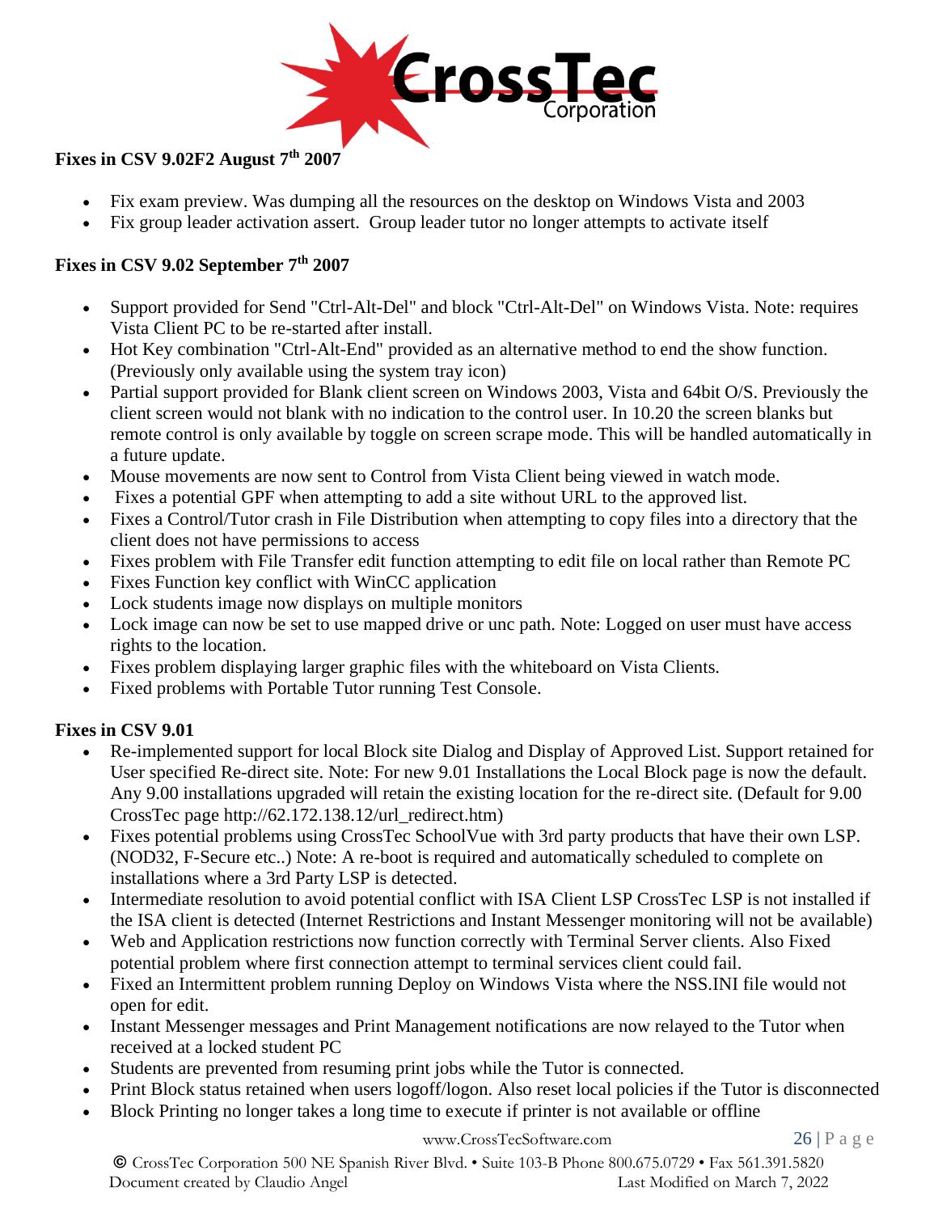**Fixes in CSV 9.02F2 August 7th 2007**

- Fix exam preview. Was dumping all the resources on the desktop on Windows Vista and 2003
- Fix group leader activation assert.  Group leader tutor no longer attempts to activate itself

**Fixes in CSV 9.02 September 7th 2007**

- Support provided for Send "Ctrl-Alt-Del" and block "Ctrl-Alt-Del" on Windows Vista. Note: requires Vista Client PC to be re-started after install.
- Hot Key combination "Ctrl-Alt-End" provided as an alternative method to end the show function. (Previously only available using the system tray icon)
- Partial support provided for Blank client screen on Windows 2003, Vista and 64bit O/S. Previously the client screen would not blank with no indication to the control user. In 10.20 the screen blanks but remote control is only available by toggle on screen scrape mode. This will be handled automatically in a future update.
- Mouse movements are now sent to Control from Vista Client being viewed in watch mode.
- Fixes a potential GPF when attempting to add a site without URL to the approved list.
- Fixes a Control/Tutor crash in File Distribution when attempting to copy files into a directory that the client does not have permissions to access
- Fixes problem with File Transfer edit function attempting to edit file on local rather than Remote PC
- Fixes Function key conflict with WinCC application
- Lock students image now displays on multiple monitors
- Lock image can now be set to use mapped drive or unc path. Note: Logged on user must have access rights to the location.
- Fixes problem displaying larger graphic files with the whiteboard on Vista Clients.
- Fixed problems with Portable Tutor running Test Console.

**Fixes in CSV 9.01**

- Re-implemented support for local Block site Dialog and Display of Approved List. Support retained for User specified Re-direct site. Note: For new 9.01 Installations the Local Block page is now the default. Any 9.00 installations upgraded will retain the existing location for the re-direct site. (Default for 9.00 CrossTec page http://62.172.138.12/url_redirect.htm)
- Fixes potential problems using CrossTec SchoolVue with 3rd party products that have their own LSP. (NOD32, F-Secure etc..) Note: A re-boot is required and automatically scheduled to complete on installations where a 3rd Party LSP is detected.
- Intermediate resolution to avoid potential conflict with ISA Client LSP CrossTec LSP is not installed if the ISA client is detected (Internet Restrictions and Instant Messenger monitoring will not be available)
- Web and Application restrictions now function correctly with Terminal Server clients. Also Fixed potential problem where first connection attempt to terminal services client could fail.
- Fixed an Intermittent problem running Deploy on Windows Vista where the NSS.INI file would not open for edit.
- Instant Messenger messages and Print Management notifications are now relayed to the Tutor when received at a locked student PC
- Students are prevented from resuming print jobs while the Tutor is connected.
- Print Block status retained when users logoff/logon. Also reset local policies if the Tutor is disconnected
- Block Printing no longer takes a long time to execute if printer is not available or offline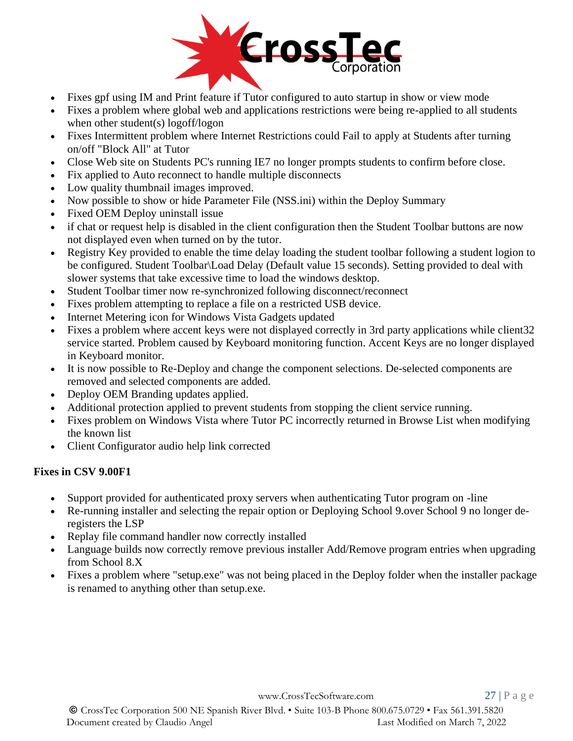- Fixes gpf using IM and Print feature if Tutor configured to auto startup in show or view mode
- Fixes a problem where global web and applications restrictions were being re-applied to all students when other student(s) logoff/logon
- Fixes Intermittent problem where Internet Restrictions could Fail to apply at Students after turning on/off "Block All" at Tutor
- Close Web site on Students PC's running IE7 no longer prompts students to confirm before close.
- Fix applied to Auto reconnect to handle multiple disconnects
- Low quality thumbnail images improved.
- Now possible to show or hide Parameter File (NSS.ini) within the Deploy Summary
- Fixed OEM Deploy uninstall issue
- if chat or request help is disabled in the client configuration then the Student Toolbar buttons are now not displayed even when turned on by the tutor.
- Registry Key provided to enable the time delay loading the student toolbar following a student logion to be configured. Student Toolbar\Load Delay (Default value 15 seconds). Setting provided to deal with slower systems that take excessive time to load the windows desktop.
- Student Toolbar timer now re-synchronized following disconnect/reconnect
- Fixes problem attempting to replace a file on a restricted USB device.
- Internet Metering icon for Windows Vista Gadgets updated
- Fixes a problem where accent keys were not displayed correctly in 3rd party applications while client32 service started. Problem caused by Keyboard monitoring function. Accent Keys are no longer displayed in Keyboard monitor.
- It is now possible to Re-Deploy and change the component selections. De-selected components are removed and selected components are added.
- Deploy OEM Branding updates applied.
- Additional protection applied to prevent students from stopping the client service running.
- Fixes problem on Windows Vista where Tutor PC incorrectly returned in Browse List when modifying the known list
- Client Configurator audio help link corrected

**Fixes in CSV 9.00F1**

- Support provided for authenticated proxy servers when authenticating Tutor program on -line
- Re-running installer and selecting the repair option or Deploying School 9.over School 9 no longer de-registers the LSP
- Replay file command handler now correctly installed
- Language builds now correctly remove previous installer Add/Remove program entries when upgrading from School 8.X
- Fixes a problem where "setup.exe" was not being placed in the Deploy folder when the installer package is renamed to anything other than setup.exe.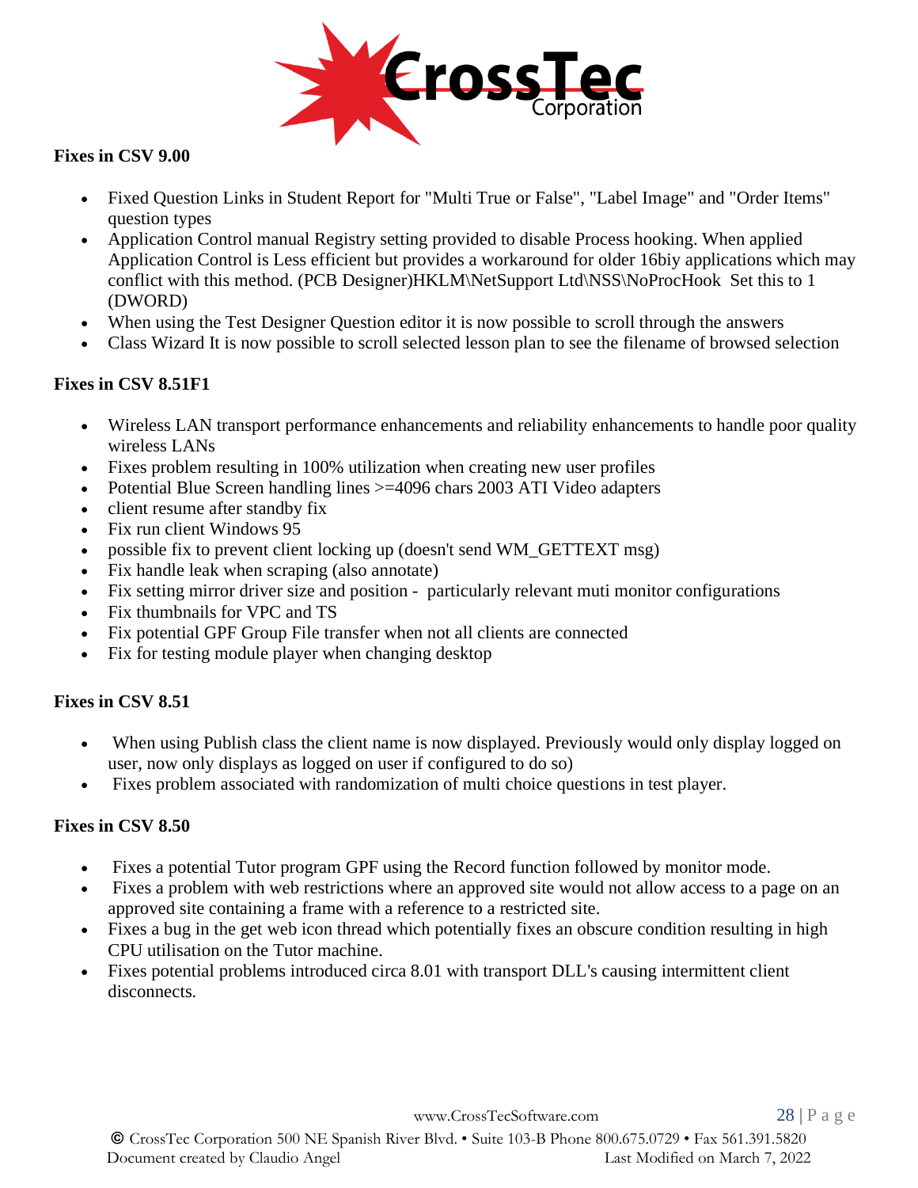**Fixes in CSV 9.00**

- Fixed Question Links in Student Report for "Multi True or False", "Label Image" and "Order Items" question types
- Application Control manual Registry setting provided to disable Process hooking. When applied Application Control is Less efficient but provides a workaround for older 16biy applications which may conflict with this method. (PCB Designer)HKLM\NetSupport Ltd\NSS\NoProcHook Set this to 1 (DWORD)
- When using the Test Designer Question editor it is now possible to scroll through the answers
- Class Wizard It is now possible to scroll selected lesson plan to see the filename of browsed selection

**Fixes in CSV 8.51F1**

- Wireless LAN transport performance enhancements and reliability enhancements to handle poor quality wireless LANs
- Fixes problem resulting in 100% utilization when creating new user profiles
- Potential Blue Screen handling lines >=4096 chars 2003 ATI Video adapters
- client resume after standby fix
- Fix run client Windows 95
- possible fix to prevent client locking up (doesn't send WM_GETTEXT msg)
- Fix handle leak when scraping (also annotate)
- Fix setting mirror driver size and position - particularly relevant muti monitor configurations
- Fix thumbnails for VPC and TS
- Fix potential GPF Group File transfer when not all clients are connected
- Fix for testing module player when changing desktop

**Fixes in CSV 8.51**

- When using Publish class the client name is now displayed. Previously would only display logged on user, now only displays as logged on user if configured to do so)
- Fixes problem associated with randomization of multi choice questions in test player.

**Fixes in CSV 8.50**

- Fixes a potential Tutor program GPF using the Record function followed by monitor mode.
- Fixes a problem with web restrictions where an approved site would not allow access to a page on an approved site containing a frame with a reference to a restricted site.
- Fixes a bug in the get web icon thread which potentially fixes an obscure condition resulting in high CPU utilisation on the Tutor machine.
- Fixes potential problems introduced circa 8.01 with transport DLL's causing intermittent client disconnects.